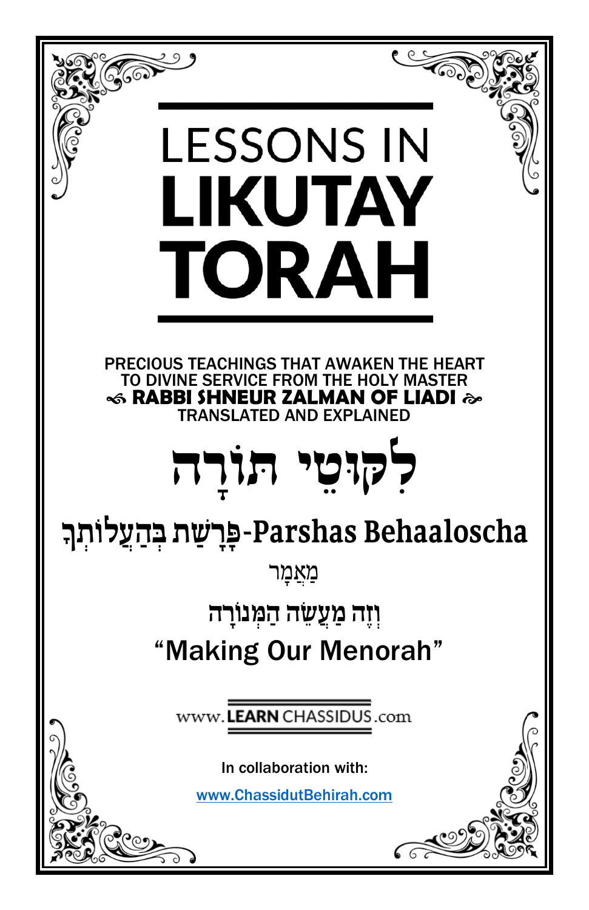# LESSONS IN LIKUTAY TORAH

PRECIOUS TEACHINGS THAT AWAKEN THE HEART TO DIVINE SERVICE FROM THE HOLY MASTER

**RABBI SHNEUR ZALMAN OF LIADI**

TRANSLATED AND EXPLAINED

# לִקּוּטֵי תּוֹרָה

## פָּרָשַׁת בְּהַעֲלֹתְךָ-Parshas Behaaloscha

מַאֲמָר

### וְזֶה מַעֲשֵׂה הַמְּנוֹרָה

### "Making Our Menorah"

www.LEARNCHASSIDUS.com

In collaboration with:

www.ChassidutBehirah.com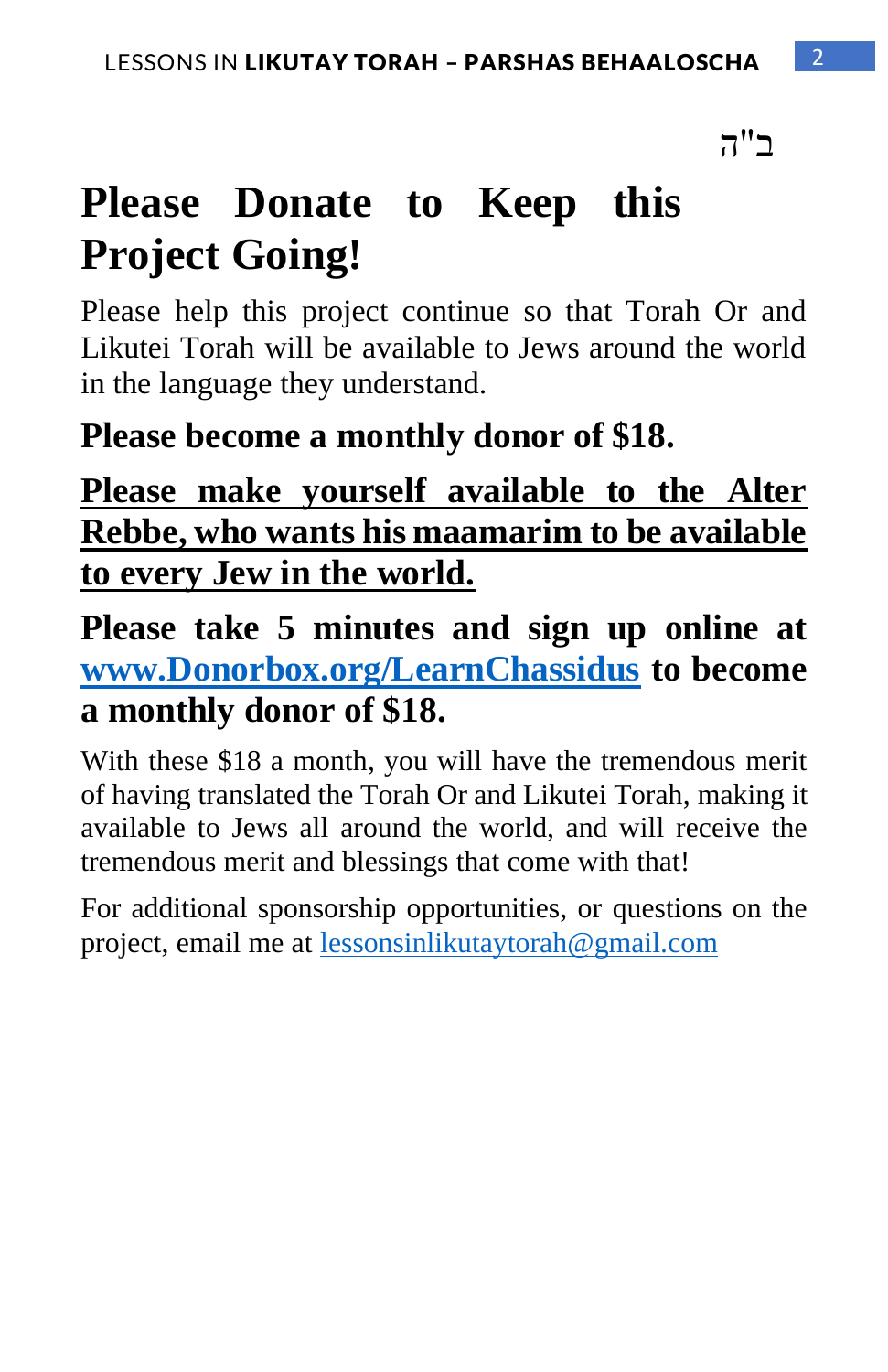ב"ה

# Please Donate to Keep this Project Going!

Please help this project continue so that Torah Or and Likutei Torah will be available to Jews around the world in the language they understand.

**Please become a monthly donor of $18.**

**Please make yourself available to the Alter Rebbe, who wants his maamarim to be available to every Jew in the world.**

**Please take 5 minutes and sign up online at [www.Donorbox.org/LearnChassidus](http://www.Donorbox.org/LearnChassidus) to become a monthly donor of $18.**

With these $18 a month, you will have the tremendous merit of having translated the Torah Or and Likutei Torah, making it available to Jews all around the world, and will receive the tremendous merit and blessings that come with that!

For additional sponsorship opportunities, or questions on the project, email me at [lessonsinlikutaytorah@gmail.com](mailto:lessonsinlikutaytorah@gmail.com)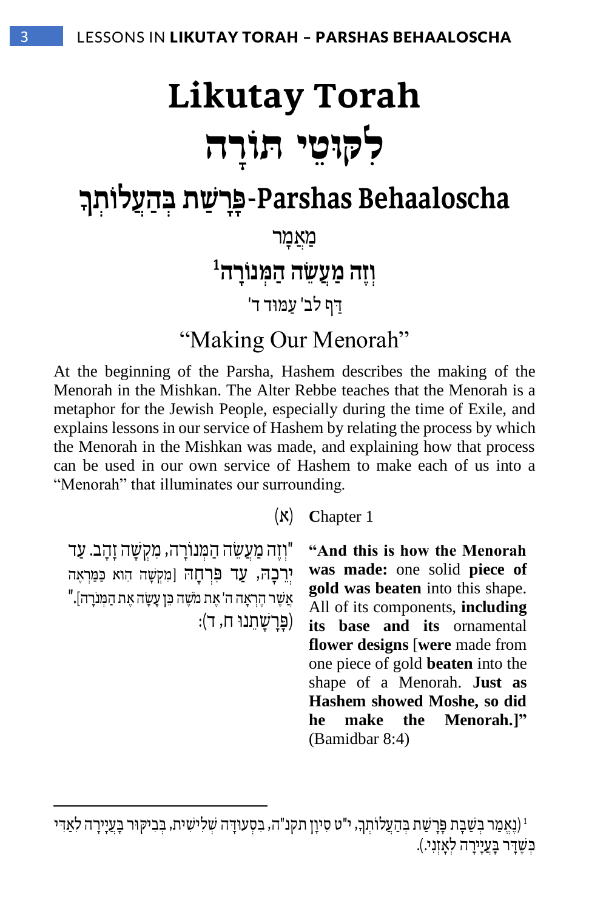# Likutay Torah

# לִקּוּטֵי תּוֹרָה

## פָּרָשַׁת בְּהַעֲלֹתְךָ-Parshas Behaaloscha

מַאֲמָר

### וְזֶה מַעֲשֵׂה הַמְּנוֹרָה[1]

דַּף לב' עַמּוּד ד'

### "Making Our Menorah"

At the beginning of the Parsha, Hashem describes the making of the Menorah in the Mishkan. The Alter Rebbe teaches that the Menorah is a metaphor for the Jewish People, especially during the time of Exile, and explains lessons in our service of Hashem by relating the process by which the Menorah in the Mishkan was made, and explaining how that process can be used in our own service of Hashem to make each of us into a "Menorah" that illuminates our surrounding.

(א) **C**hapter 1

"וְזֶה מַעֲשֵׂה הַמְּנוֹרָה, מִקְשָׁה זָהָב. עַד יְרֵכָהּ, עַד פִּרְחָהּ [מִקְשָׁה הִוא כַּמַּרְאֶה אֲשֶׁר הֶרְאָה ה' אֶת מֹשֶׁה כֵּן עָשָׂה אֶת הַמְּנֹרָה]." (פָּרָשָׁתֵנוּ ח, ד):

**"And this is how the Menorah was made:** one solid **piece of gold was beaten** into this shape. All of its components, **including its base and its** ornamental **flower designs** [**were** made from one piece of gold **beaten** into the shape of a Menorah. **Just as Hashem showed Moshe, so did he make the Menorah.]"** (Bamidbar 8:4)

---

[1] (נֶאֱמַר בְּשַׁבָּת פָּרָשַׁת בְּהַעֲלֹתְךָ, י"ט סִיוָן תקנ"ה, בִּסְעוּדָה שְׁלִישִׁית, בְּבִיקּוּר בָּעֲיָירָה לְאַדִּי כְּשֶׁדָּר בָּעֲיָירָה לְאָזְנִי.)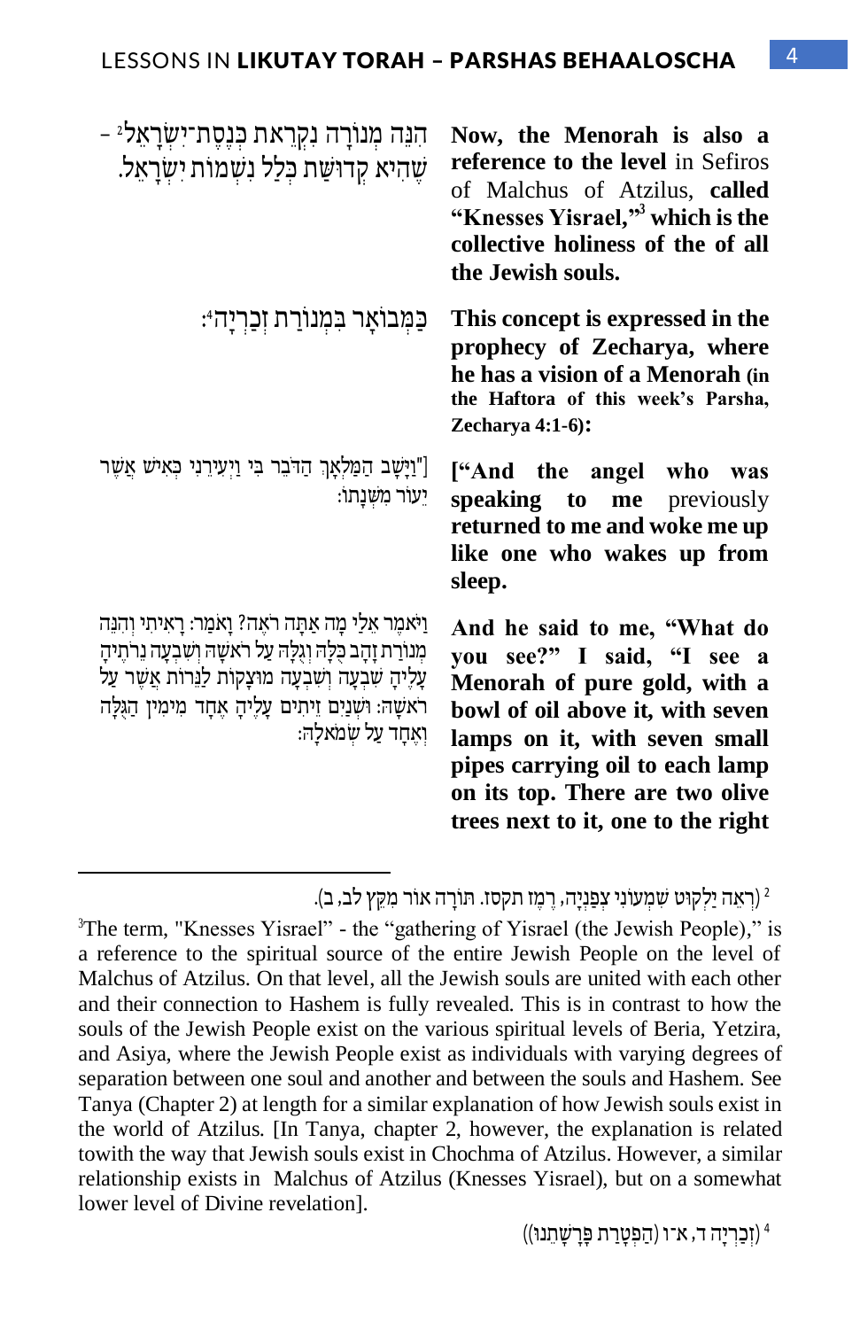הִנֵּה מְנוֹרָה נִקְרֵאת כְּנֶסֶת־יִשְׂרָאֵל[2] – שֶׁהִיא קְדוּשַּׁת כְּלַל נִשְׁמוֹת יִשְׂרָאֵל.

**Now, the Menorah is also a reference to the level** in Sefiros of Malchus of Atzilus, **called "Knesses Yisrael,"[3] which is the collective holiness of the of all the Jewish souls.**

כַּמְבוֹאָר בִּמְנוֹרַת זְכַרְיָה[4]:

**This concept is expressed in the prophecy of Zecharya, where he has a vision of a Menorah (in the Haftora of this week's Parsha, Zecharya 4:1-6):**

["וַיָּשָׁב הַמַּלְאָךְ הַדֹּבֵר בִּי וַיְעִירֵנִי כְּאִישׁ אֲשֶׁר יֵעוֹר מִשְּׁנָתוֹ:

**["And the angel who was speaking to me** previously **returned to me and woke me up like one who wakes up from sleep.**

וַיֹּאמֶר אֵלַי מָה אַתָּה רֹאֶה? וָאֹמַר: רָאִיתִי וְהִנֵּה מְנוֹרַת זָהָב כֻּלָּהּ וְגֻלָּהּ עַל רֹאשָׁהּ וְשִׁבְעָה נֵרֹתֶיהָ עָלֶיהָ שִׁבְעָה וְשִׁבְעָה מוּצָקוֹת לַנֵּרוֹת אֲשֶׁר עַל רֹאשָׁהּ: וּשְׁנַיִם זֵיתִים עָלֶיהָ אֶחָד מִימִין הַגֻּלָּה וְאֶחָד עַל שְׂמֹאלָהּ:

**And he said to me, "What do you see?" I said, "I see a Menorah of pure gold, with a bowl of oil above it, with seven lamps on it, with seven small pipes carrying oil to each lamp on its top. There are two olive trees next to it, one to the right**

---

[2] (רְאֵה יַלְקוּט שִׁמְעוֹנִי צְפַנְיָה, רֶמֶז תקסז. תּוֹרָה אוֹר מִקֵּץ לב, ב).

[3] The term, "Knesses Yisrael" - the "gathering of Yisrael (the Jewish People)," is a reference to the spiritual source of the entire Jewish People on the level of Malchus of Atzilus. On that level, all the Jewish souls are united with each other and their connection to Hashem is fully revealed. This is in contrast to how the souls of the Jewish People exist on the various spiritual levels of Beria, Yetzira, and Asiya, where the Jewish People exist as individuals with varying degrees of separation between one soul and another and between the souls and Hashem. See Tanya (Chapter 2) at length for a similar explanation of how Jewish souls exist in the world of Atzilus. [In Tanya, chapter 2, however, the explanation is related towith the way that Jewish souls exist in Chochma of Atzilus. However, a similar relationship exists in Malchus of Atzilus (Knesses Yisrael), but on a somewhat lower level of Divine revelation].

[4] (זְכַרְיָה ד, א־ו (הַפְטָרַת פָּרָשָׁתֵנוּ))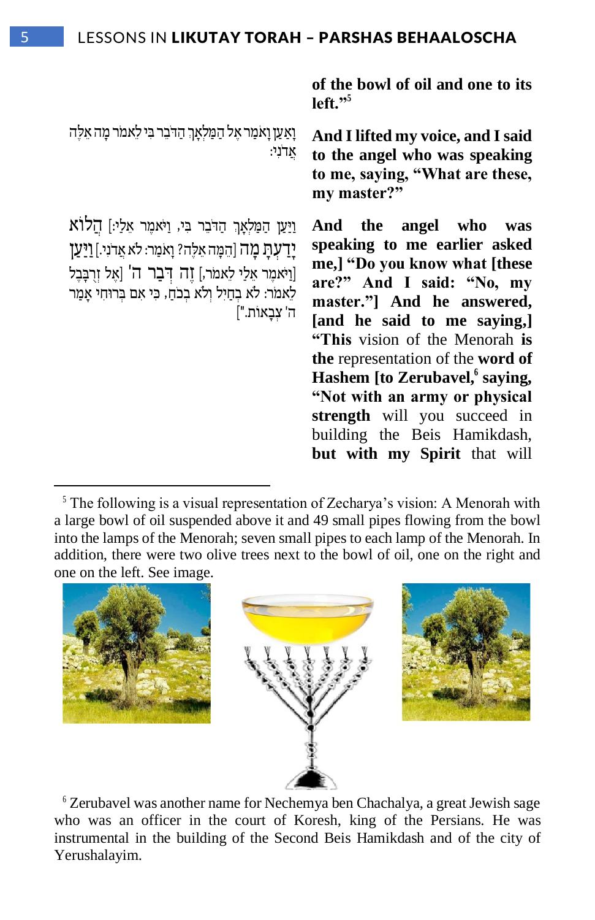**of the bowl of oil and one to its left."**[5]

וָאַעַן וָאֹמַר אֶל הַמַּלְאָךְ הַדֹּבֵר בִּי לֵאמֹר מָה אֵלֶּה אֲדֹנִי:

**And I lifted my voice, and I said to the angel who was speaking to me, saying, "What are these, my master?"**

וַיַּעַן הַמַּלְאָךְ הַדֹּבֵר בִּי, וַיֹּאמֶר אֵלַי: [הֲלוֹא יָדַעְתָּ מָה [הֵמָּה אֵלֶּה? וָאֹמַר: לֹא אֲדֹנִי.] וַיַּעַן [וַיֹּאמֶר אֵלַי לֵאמֹר,] זֶה דְּבַר ה' [אֶל זְרֻבָּבֶל לֵאמֹר: לֹא בְחַיִל וְלֹא בְכֹחַ, כִּי אִם בְּרוּחִי אָמַר ה' צְבָאוֹת."]

**And the angel who was speaking to me earlier asked me,] "Do you know what [these are?" And I said: "No, my master."] And he answered, [and he said to me saying,] "This** vision of the Menorah **is the** representation of the **word of Hashem [to Zerubavel,**[6] **saying, "Not with an army or physical strength** will you succeed in building the Beis Hamikdash, **but with my Spirit** that will

---

[5] The following is a visual representation of Zecharya's vision: A Menorah with a large bowl of oil suspended above it and 49 small pipes flowing from the bowl into the lamps of the Menorah; seven small pipes to each lamp of the Menorah. In addition, there were two olive trees next to the bowl of oil, one on the right and one on the left. See image.

[6] Zerubavel was another name for Nechemya ben Chachalya, a great Jewish sage who was an officer in the court of Koresh, king of the Persians. He was instrumental in the building of the Second Beis Hamikdash and of the city of Yerushalayim.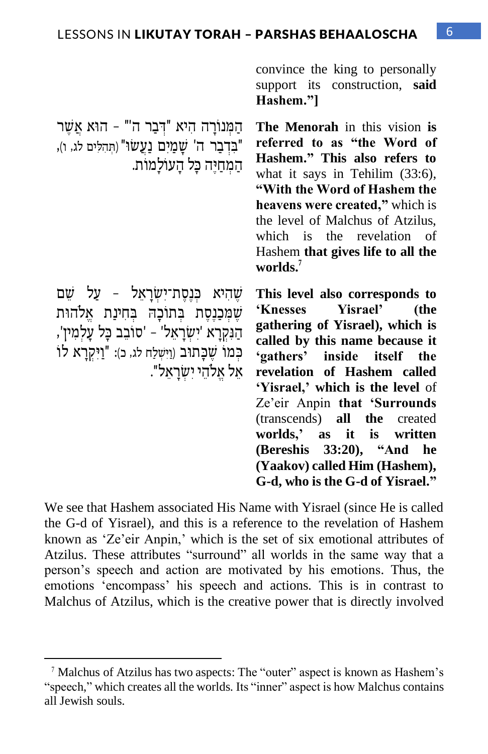convince the king to personally support its construction, **said Hashem."]**

הַמְּנוֹרָה הִיא "דְּבַר ה'" - הוּא אֲשֶׁר "בִּדְבַר ה' שָׁמַיִם נַעֲשׂוּ" (תְּהִלִּים לג, ו), הַמְחַיֶּה כָּל הָעוֹלָמוֹת.

**The Menorah** in this vision **is referred to as "the Word of Hashem." This also refers to** what it says in Tehilim (33:6), **"With the Word of Hashem the heavens were created,"** which is the level of Malchus of Atzilus, which is the revelation of Hashem **that gives life to all the worlds.**[7]

שֶׁהִיא כְּנֶסֶת־יִשְׂרָאֵל - עַל שֵׁם שֶׁמְּכַנֶּסֶת בְּתוֹכָהּ בְּחִינַת אֱלֹהוּת הַנִּקְרָא 'יִשְׂרָאֵל' - 'סוֹבֵב כָּל עָלְמִין', כְּמוֹ שֶׁכָּתוּב (וַיִּשְׁלַח לג, כ): "וַיִּקְרָא לוֹ אֵל אֱלֹהֵי יִשְׂרָאֵל".

**This level also corresponds to 'Knesses Yisrael' (the gathering of Yisrael), which is called by this name because it 'gathers' inside itself the revelation of Hashem called 'Yisrael,' which is the level** of Ze'eir Anpin **that 'Surrounds** (transcends) **all the** created **worlds,' as it is written (Bereshis 33:20), "And he (Yaakov) called Him (Hashem), G-d, who is the G-d of Yisrael."**

We see that Hashem associated His Name with Yisrael (since He is called the G-d of Yisrael), and this is a reference to the revelation of Hashem known as 'Ze'eir Anpin,' which is the set of six emotional attributes of Atzilus. These attributes "surround" all worlds in the same way that a person's speech and action are motivated by his emotions. Thus, the emotions 'encompass' his speech and actions. This is in contrast to Malchus of Atzilus, which is the creative power that is directly involved

---

[7] Malchus of Atzilus has two aspects: The "outer" aspect is known as Hashem's "speech," which creates all the worlds. Its "inner" aspect is how Malchus contains all Jewish souls.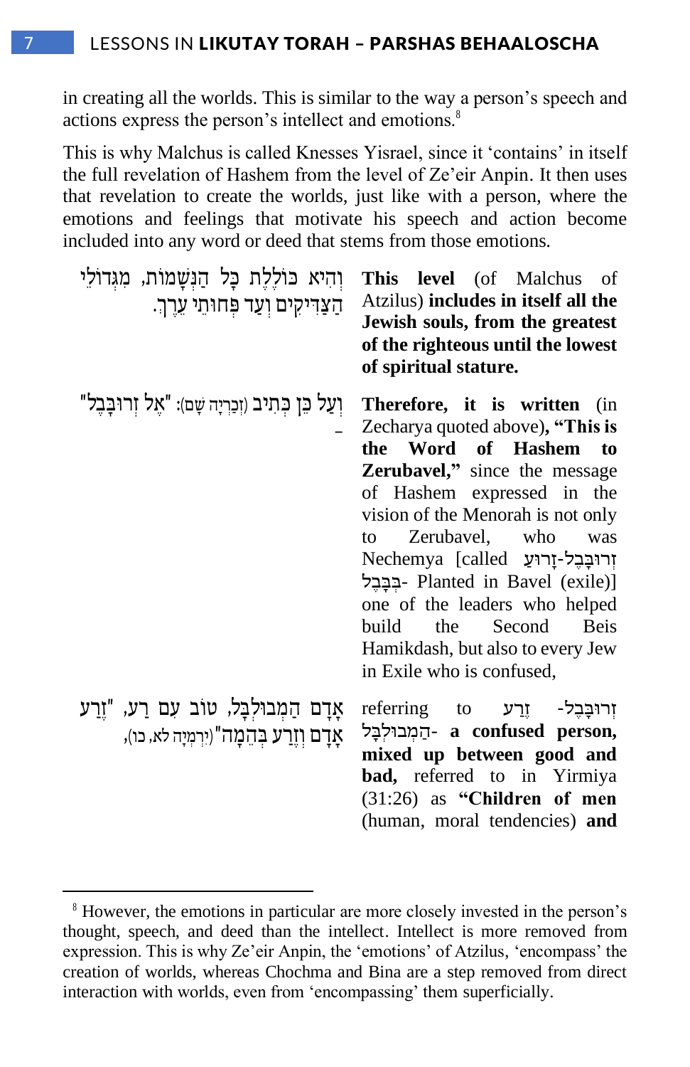in creating all the worlds. This is similar to the way a person's speech and actions express the person's intellect and emotions.[8]

This is why Malchus is called Knesses Yisrael, since it 'contains' in itself the full revelation of Hashem from the level of Ze'eir Anpin. It then uses that revelation to create the worlds, just like with a person, where the emotions and feelings that motivate his speech and action become included into any word or deed that stems from those emotions.

וְהִיא כּוֹלֶלֶת כָּל הַנְּשָׁמוֹת, מִגְּדוֹלֵי הַצַּדִּיקִים וְעַד פְּחוּתֵי עֵרֶךְ.

**This level** (of Malchus of Atzilus) **includes in itself all the Jewish souls, from the greatest of the righteous until the lowest of spiritual stature.**

וְעַל כֵּן כְּתִיב (זְכַרְיָה שָׁם): "אֶל זְרוּבָּבֶל" –

**Therefore, it is written** (in Zecharya quoted above)**, "This is the Word of Hashem to Zerubavel,"** since the message of Hashem expressed in the vision of the Menorah is not only to Zerubavel, who was Nechemya [called זְרוּבָּבֶל-זָרוּעַ בְּבָבֶל- Planted in Bavel (exile)] one of the leaders who helped build the Second Beis Hamikdash, but also to every Jew in Exile who is confused,

אָדָם הַמְּבוּלְבָּל, טוֹב עִם רַע, "זֶרַע אָדָם וְזֶרַע בְּהֵמָה" (יִרְמְיָה לא, כו),

referring to זְרוּבָּבֶל- זֶרַע הַמְּבוּלְבָּל- **a confused person, mixed up between good and bad,** referred to in Yirmiya (31:26) as **"Children of men** (human, moral tendencies) **and**

---

[8] However, the emotions in particular are more closely invested in the person's thought, speech, and deed than the intellect. Intellect is more removed from expression. This is why Ze'eir Anpin, the 'emotions' of Atzilus, 'encompass' the creation of worlds, whereas Chochma and Bina are a step removed from direct interaction with worlds, even from 'encompassing' them superficially.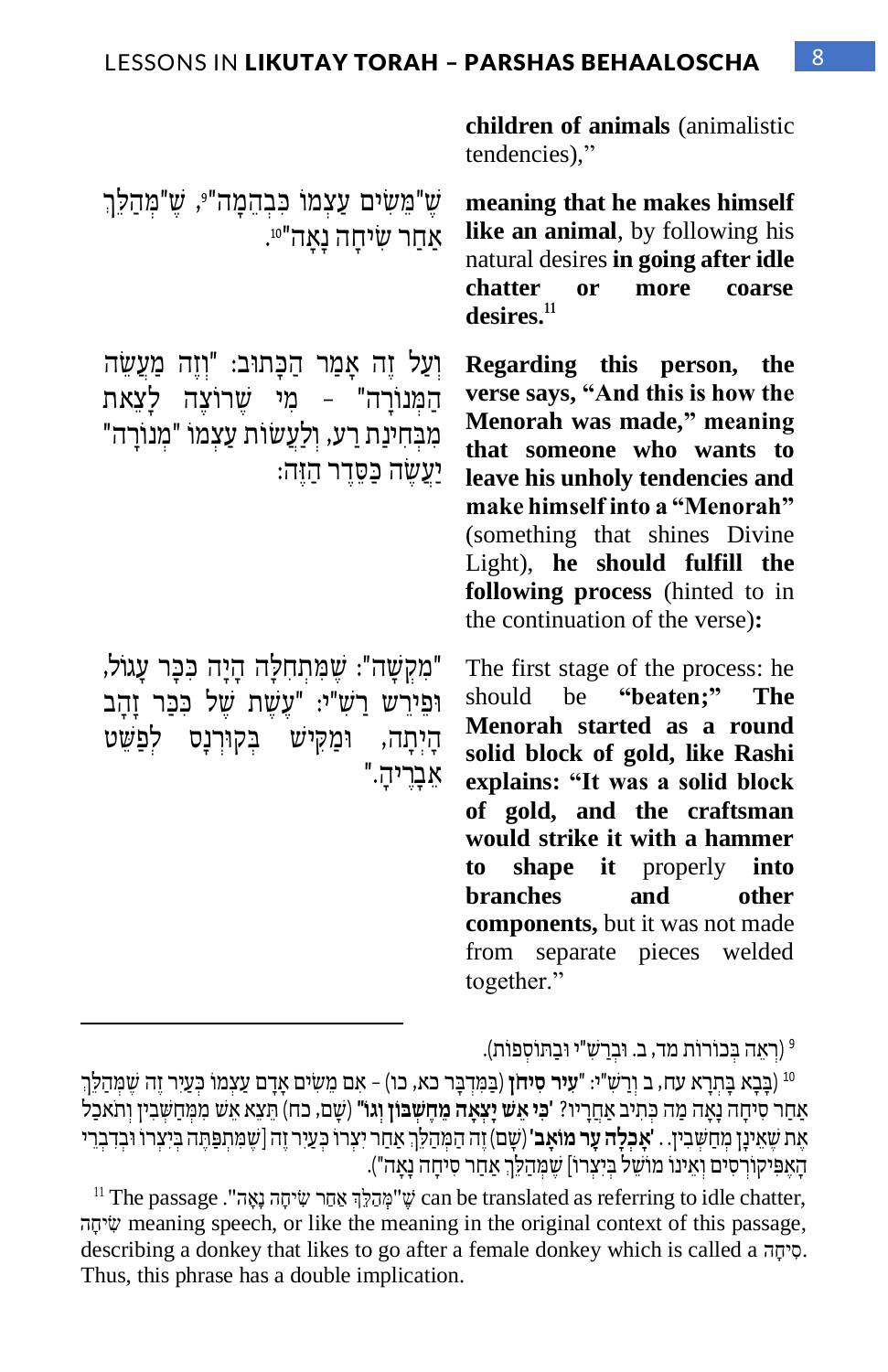**children of animals** (animalistic tendencies),"

שֶׁ"מֵשִׂים עַצְמוֹ כִּבְהֵמָה"[9], שֶׁ"מְּהַלֵּךְ אַחַר שִׂיחָה נָאָה"[10].

**meaning that he makes himself like an animal**, by following his natural desires **in going after idle chatter or more coarse desires.**[11]

וְעַל זֶה אָמַר הַכָּתוּב: "וְזֶה מַעֲשֵׂה הַמְּנוֹרָה" – מִי שֶׁרוֹצֶה לָצֵאת מִבְּחִינַת רַע, וְלַעֲשׂוֹת עַצְמוֹ "מְנוֹרָה" יַעֲשֶׂה כַּסֵּדֶר הַזֶּה:

**Regarding this person, the verse says, "And this is how the Menorah was made," meaning that someone who wants to leave his unholy tendencies and make himself into a "Menorah"** (something that shines Divine Light), **he should fulfill the following process** (hinted to in the continuation of the verse)**:**

"מִקְשָׁה": שֶׁמִּתְחִלָּה הָיָה כִּכָּר עָגוֹל, וּפֵירֵשׁ רַשִׁ"י: "עֶשֶׁת שֶׁל כִּכַּר זָהָב הָיְתָה, וּמַקִּישׁ בְּקוּרְנָס לְפַשֵּׁט אֵבָרֶיהָ."

The first stage of the process: he should be **"beaten;" The Menorah started as a round solid block of gold, like Rashi explains: "It was a solid block of gold, and the craftsman would strike it with a hammer to shape it** properly **into branches and other components,** but it was not made from separate pieces welded together."

---

[9] (רְאֵה בְּכוֹרוֹת מד, ב. וּבְרַשִׁ"י וּבְתוֹסָפוֹת).

[10] (בָּבָא בָּתְרָא עח, ב וְרַשִׁ"י: "**עִיר סִיחוֹן** (בַּמִּדְבָּר כא, כו) – אִם מֵשִׂים אָדָם עַצְמוֹ כְּעַיִר זֶה שֶׁמְּהַלֵּךְ אַחַר סִיחָה נָאָה מַה כְּתִיב אַחֲרָיו? '**כִּי אֵשׁ יָצְאָה מֵחֶשְׁבּוֹן וְגוֹ'**" (שָׁם, כח) תֵּצֵא אֵשׁ מִמְּחַשְּׁבִין וְתֹאכַל אֶת שֶׁאֵינָן מְחַשְּׁבִין.. '**אָכְלָה עָר מוֹאָב**' (שָׁם) זֶה הַמְּהַלֵּךְ אַחַר יִצְרוֹ כְּעַיִר זֶה [שֶׁמִּתְפַּתֶּה בְּיִצְרוֹ וּבְדִבְרֵי הָאֶפִּיקוֹרְסִים וְאֵינוֹ מוֹשֵׁל בְּיִצְרוֹ] שֶׁמְּהַלֵּךְ אַחַר סִיחָה נָאָה").

[11] The passage .שֶׁ"מְּהַלֵּךְ אַחַר שִׂיחָה נָאָה" can be translated as referring to idle chatter, שִׂיחָה meaning speech, or like the meaning in the original context of this passage, describing a donkey that likes to go after a female donkey which is called a סִיחָה. Thus, this phrase has a double implication.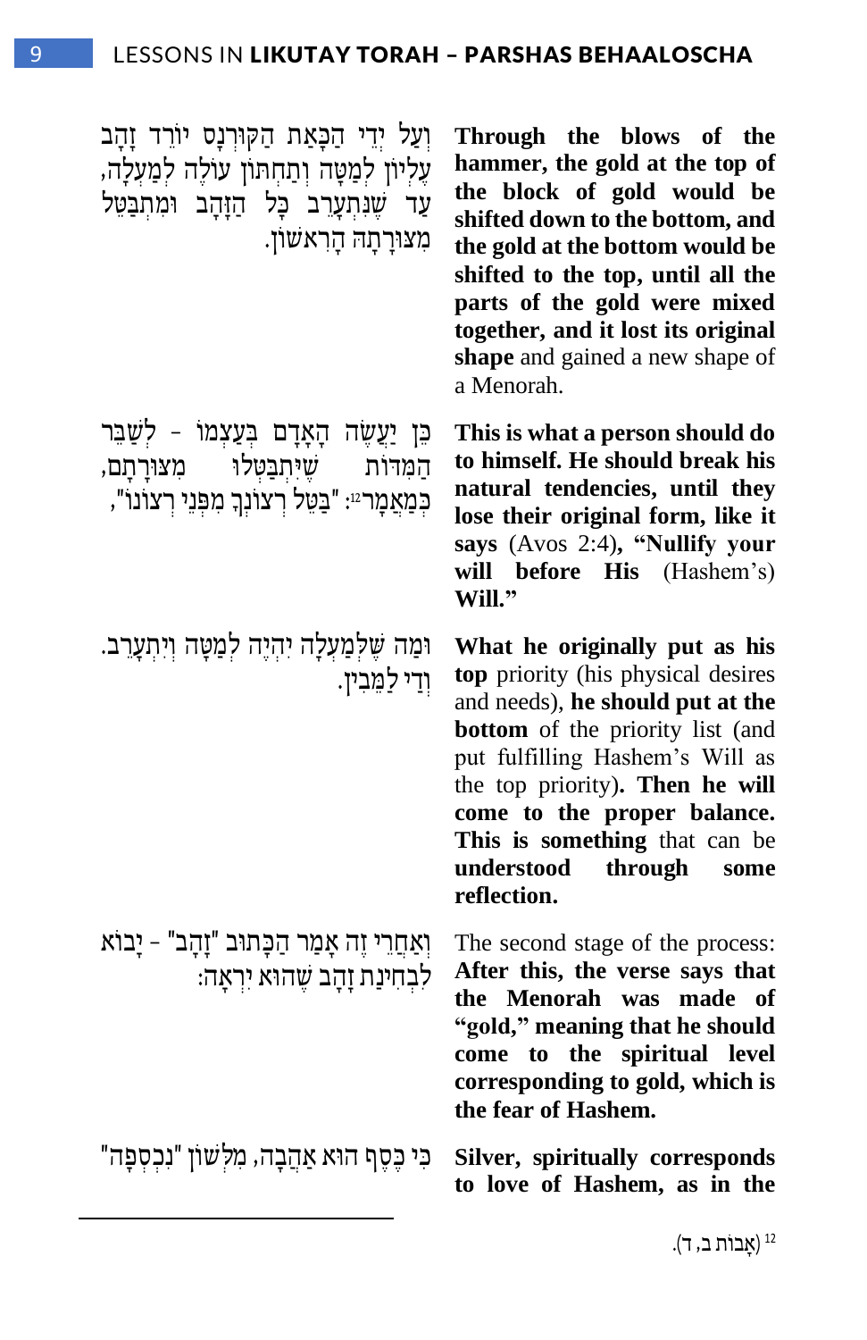וְעַל יְדֵי הַכָּאַת הַקּוּרְנָס יוֹרֵד זָהָב עֶלְיוֹן לְמַטָּה וְתַחְתּוֹן עוֹלֶה לְמַעְלָה, עַד שֶׁנִּתְעָרֵב כָּל הַזָּהָב וּמִתְבַּטֵּל מִצּוּרָתָהּ הָרִאשׁוֹן.

**Through the blows of the hammer, the gold at the top of the block of gold would be shifted down to the bottom, and the gold at the bottom would be shifted to the top, until all the parts of the gold were mixed together, and it lost its original shape** and gained a new shape of a Menorah.

כֵּן יַעֲשֶׂה הָאָדָם בְּעַצְמוֹ – לְשַׁבֵּר הַמִּדּוֹת שֶׁיִּתְבַּטְּלוּ מִצּוּרָתָם, כְּמַאֲמָר[12]: "בַּטֵּל רְצוֹנְךָ מִפְּנֵי רְצוֹנוֹ",

**This is what a person should do to himself. He should break his natural tendencies, until they lose their original form, like it says** (Avos 2:4)**, "Nullify your will before His** (Hashem's) **Will."**

וּמַה שֶּׁלְּמַעְלָה יִהְיֶה לְמַטָּה וְיִתְעָרֵב. וְדַי לַמֵּבִין.

**What he originally put as his top** priority (his physical desires and needs), **he should put at the bottom** of the priority list (and put fulfilling Hashem's Will as the top priority)**. Then he will come to the proper balance. This is something** that can be **understood through some reflection.**

וְאַחֲרֵי זֶה אָמַר הַכָּתוּב "זָהָב" – יָבוֹא לִבְחִינַת זָהָב שֶׁהוּא יִרְאָה:

The second stage of the process: **After this, the verse says that the Menorah was made of "gold," meaning that he should come to the spiritual level corresponding to gold, which is the fear of Hashem.**

כִּי כֶּסֶף הוּא אַהֲבָה, מִלְּשׁוֹן "נִכְסְפָה"

**Silver, spiritually corresponds to love of Hashem, as in the**

---

[12] (אָבוֹת ב, ד).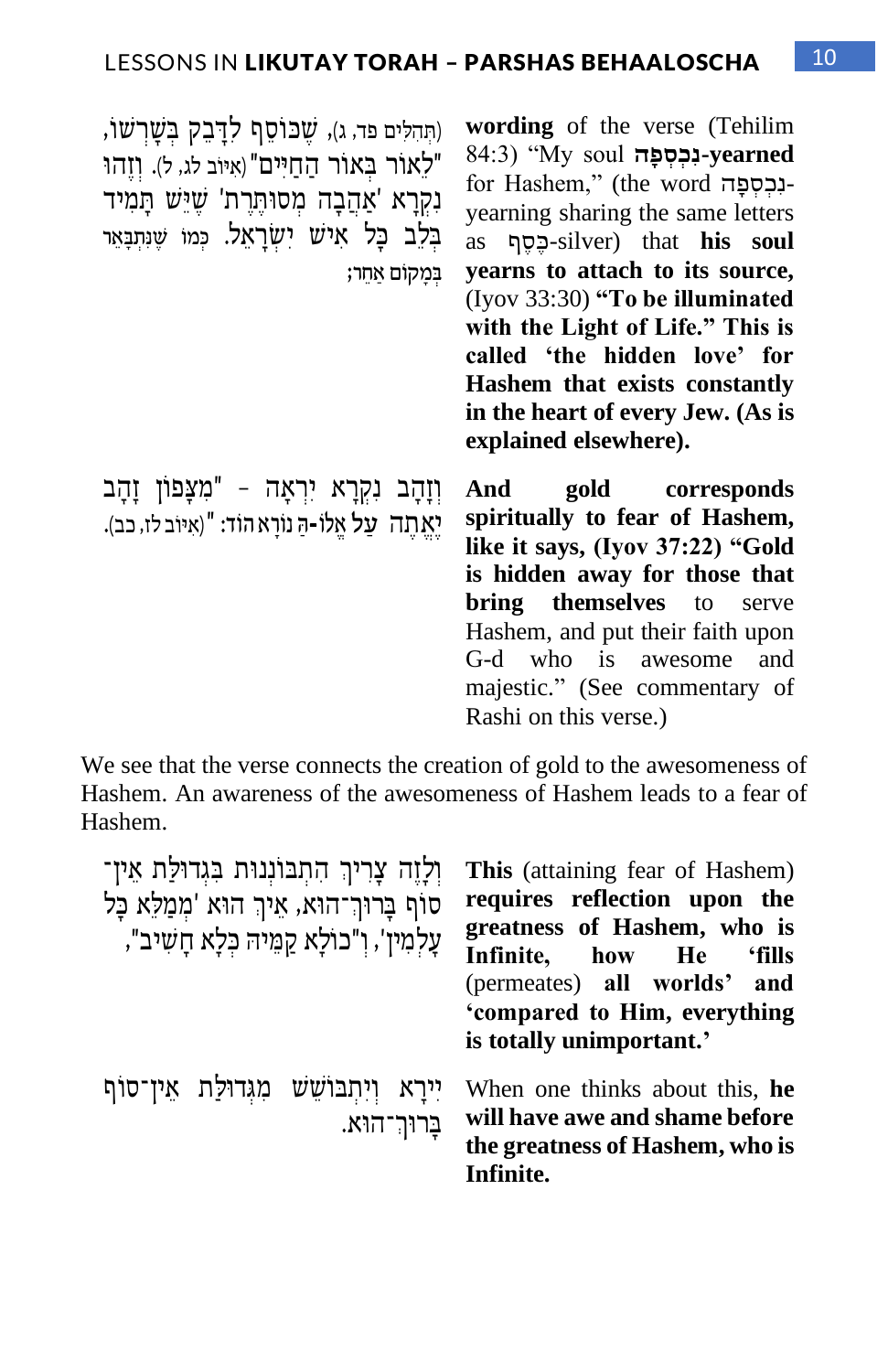(תְּהִלִּים פד, ג), שֶׁכּוֹסֵף לְדָבֵק בְּשָׁרְשׁוֹ, "לֵאוֹר בְּאוֹר הַחַיִּים" (אִיּוֹב לג, ל). וְזֶהוּ נִקְרָא 'אַהֲבָה מְסוּתֶּרֶת' שֶׁיֵּשׁ תָּמִיד בְּלֵב כָּל אִישׁ יִשְׂרָאֵל. כְּמוֹ שֶׁנִּתְבָּאֵר בְּמָקוֹם אַחֵר;

**wording** of the verse (Tehilim 84:3) "My soul **נִכְסְפָה-yearned** for Hashem," (the word נִכְסְפָה-yearning sharing the same letters as כֶּסֶף-silver) that **his soul yearns to attach to its source,** (Iyov 33:30) **"To be illuminated with the Light of Life." This is called 'the hidden love' for Hashem that exists constantly in the heart of every Jew. (As is explained elsewhere).**

וְזָהָב נִקְרָא יִרְאָה - "מִצָּפוֹן זָהָב יֶאֱתֶה עַל אֱלוֹ-הַ נוֹרָא הוֹד:" (אִיּוֹב לז, כב).

**And gold corresponds spiritually to fear of Hashem, like it says, (Iyov 37:22) "Gold is hidden away for those that bring themselves** to serve Hashem, and put their faith upon G-d who is awesome and majestic." (See commentary of Rashi on this verse.)

We see that the verse connects the creation of gold to the awesomeness of Hashem. An awareness of the awesomeness of Hashem leads to a fear of Hashem.

וְלָזֶה צָרִיךְ הִתְבּוֹנְנוּת בִּגְדוּלַּת אֵין־סוֹף בָּרוּךְ־הוּא, אֵיךְ הוּא 'מְמַלֵּא כָּל עָלְמִין', וְ"כוּלָּא קַמֵּיהּ כְּלָא חָשִׁיב",

**This** (attaining fear of Hashem) **requires reflection upon the greatness of Hashem, who is Infinite, how He 'fills** (permeates) **all worlds' and 'compared to Him, everything is totally unimportant.'**

יִירָא וְיִתְבּוֹשֵׁשׁ מִגְּדוּלַּת אֵין־סוֹף בָּרוּךְ־הוּא.

When one thinks about this, **he will have awe and shame before the greatness of Hashem, who is Infinite.**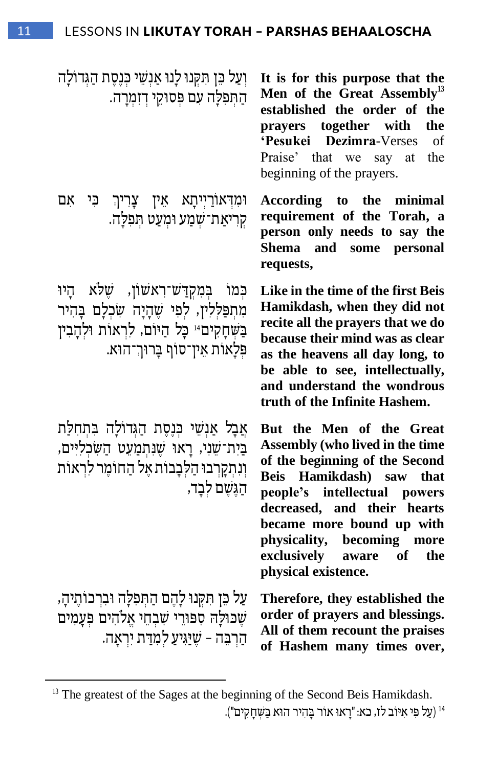וְעַל כֵּן תִּקְּנוּ לָנוּ אַנְשֵׁי כְּנֶסֶת הַגְּדוֹלָה הַתְּפִלָּה עִם פְּסוּקֵי דְזִמְרָה.

**It is for this purpose that the Men of the Great Assembly**[13] **established the order of the prayers together with the 'Pesukei Dezimra**-Verses of Praise' that we say at the beginning of the prayers.

וּמִדְּאוֹרַיְיתָא אֵין צָרִיךְ כִּי אִם קְרִיאַת־שְׁמַע וּמְעַט תְּפִלָּה.

**According to the minimal requirement of the Torah, a person only needs to say the Shema and some personal requests,**

כְּמוֹ בְּמִקְדָּשׁ־רִאשׁוֹן, שֶׁלֹּא הָיוּ מִתְפַּלְּלִין, לְפִי שֶׁהָיָה שִׂכְלָם בָּהִיר בַּשְּׁחָקִים[14] כָּל הַיּוֹם, לִרְאוֹת וּלְהָבִין פְּלָאוֹת אֵין־סוֹף בָּרוּךְ־הוּא.

**Like in the time of the first Beis Hamikdash, when they did not recite all the prayers that we do because their mind was as clear as the heavens all day long, to be able to see, intellectually, and understand the wondrous truth of the Infinite Hashem.**

אֲבָל אַנְשֵׁי כְּנֶסֶת הַגְּדוֹלָה בִּתְחִלַּת בַּיִת־שֵׁנִי, רָאוּ שֶׁנִּתְמַעֵט הַשִּׂכְלִיִּים, וְנִתְקָרְבוּ הַלְּבָבוֹת אֶל הַחוֹמֶר לִרְאוֹת הַגֶּשֶׁם לְבָד,

**But the Men of the Great Assembly (who lived in the time of the beginning of the Second Beis Hamikdash) saw that people's intellectual powers decreased, and their hearts became more bound up with physicality, becoming more exclusively aware of the physical existence.**

עַל כֵּן תִּקְּנוּ לָהֶם הַתְּפִלָּה וּבִרְכוֹתֶיהָ, שֶׁכּוּלָּהּ סִפּוּרֵי שִׁבְחֵי אֱלֹהִים פְּעָמִים הַרְבֵּה – שֶׁיַּגִּיעַ לְמִדַּת יִרְאָה.

**Therefore, they established the order of prayers and blessings. All of them recount the praises of Hashem many times over,**

---

[13] The greatest of the Sages at the beginning of the Second Beis Hamikdash.

[14] (עַל פִּי אִיּוֹב לז, כא: "רָאוּ אוֹר בָּהִיר הוּא בַּשְּׁחָקִים").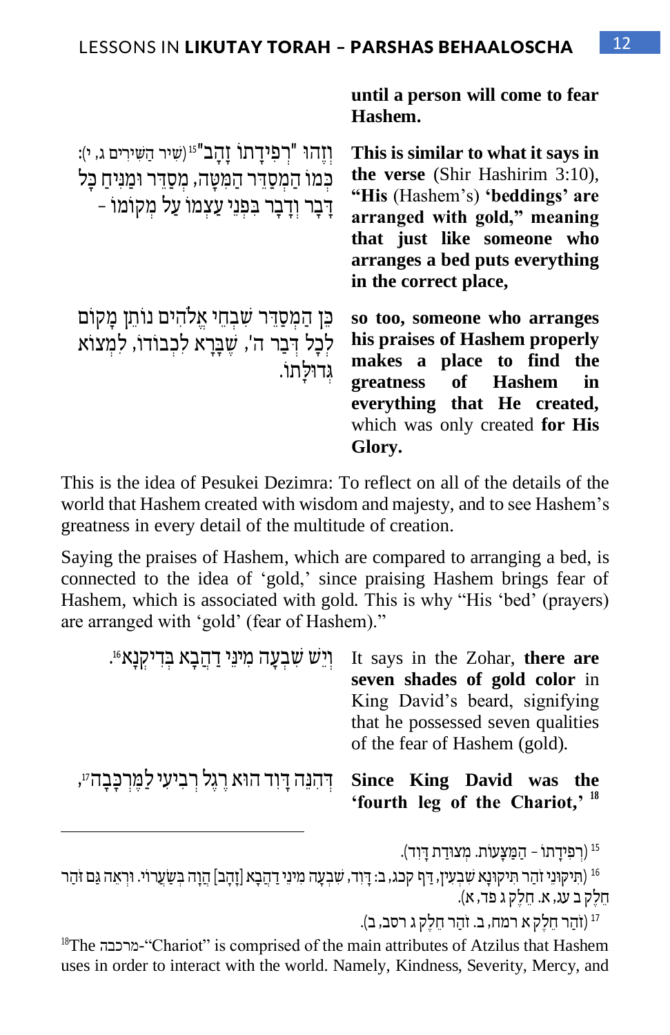**until a person will come to fear Hashem.**

וְזֶהוּ "רְפִידָתוֹ זָהָב"[15] (שִׁיר הַשִּׁירִים ג, י): כְּמוֹ הַמְסַדֵּר הַמִּטָּה, מְסַדֵּר וּמַנִּיחַ כָּל דָּבָר וְדָבָר בִּפְנֵי עַצְמוֹ עַל מְקוֹמוֹ –

**This is similar to what it says in the verse** (Shir Hashirim 3:10), **"His** (Hashem's) **'beddings' are arranged with gold," meaning that just like someone who arranges a bed puts everything in the correct place,**

כֵּן הַמְסַדֵּר שִׁבְחֵי אֱלֹהִים נוֹתֵן מָקוֹם לְכָל דְּבַר ה', שֶׁבָּרָא לִכְבוֹדוֹ, לִמְצוֹא גְּדוּלָּתוֹ.

**so too, someone who arranges his praises of Hashem properly makes a place to find the greatness of Hashem in everything that He created,** which was only created **for His Glory.**

This is the idea of Pesukei Dezimra: To reflect on all of the details of the world that Hashem created with wisdom and majesty, and to see Hashem's greatness in every detail of the multitude of creation.

Saying the praises of Hashem, which are compared to arranging a bed, is connected to the idea of 'gold,' since praising Hashem brings fear of Hashem, which is associated with gold. This is why "His 'bed' (prayers) are arranged with 'gold' (fear of Hashem)."

וְיֵשׁ שִׁבְעָה מִינֵי דַהֲבָא בִּדְיקְנָא[16].

It says in the Zohar, **there are seven shades of gold color** in King David's beard, signifying that he possessed seven qualities of the fear of Hashem (gold).

דְּהִנֵּה דָּוִד הוּא רֶגֶל רְבִיעִי לַמֶּרְכָּבָה[17],

**Since King David was the 'fourth leg of the Chariot,'** [18]

---

[15] (רְפִידָתוֹ – הַמַּצָּעוֹת. מְצוּדַת דָּוִד).

[16] (תִּיקּוּנֵי זֹהַר תִּיקּוּנָא שִׁבְעִין, דַּף קכג, ב: דָּוִד, שִׁבְעָה מִינֵי דַהֲבָא [זָהָב] הֲוָה בְּשַׂעֲרוֹ. וּרְאֵה גַּם זֹהַר חֵלֶק ב עג, א. חֵלֶק ג פד, א).

[17] (זֹהַר חֵלֶק א רמח, ב. זֹהַר חֵלֶק ג רסב, ב).

[18] The מרכבה-"Chariot" is comprised of the main attributes of Atzilus that Hashem uses in order to interact with the world. Namely, Kindness, Severity, Mercy, and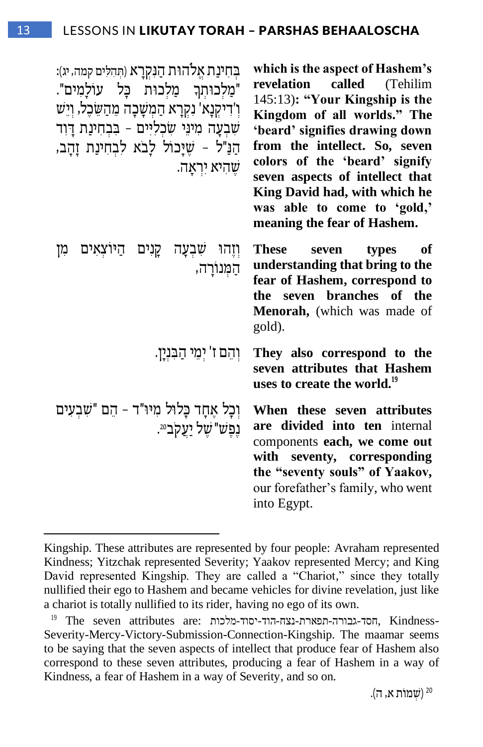בְּחִינַת אֱלֹהוּת הַנִּקְרָא (תְּהִלִּים קמה, יג): "מַלְכוּתְךָ מַלְכוּת כָּל עוֹלָמִים". וְ'דִיקְנָא' נִקְרָא הַמְּשָׁכָה מֵהַשֵּׂכֶל, וְיֵשׁ שִׁבְעָה מִינֵי שִׂכְלִיִּים - בִּבְחִינַת דָּוִד הַנַּ"ל - שֶׁיָּכוֹל לָבֹא לִבְחִינַת זָהָב, שֶׁהִיא יִרְאָה.

**which is the aspect of Hashem's revelation called** (Tehilim 145:13)**: "Your Kingship is the Kingdom of all worlds." The 'beard' signifies drawing down from the intellect. So, seven colors of the 'beard' signify seven aspects of intellect that King David had, with which he was able to come to 'gold,' meaning the fear of Hashem.**

וְזֶהוּ שִׁבְעָה קָנִים הַיּוֹצְאִים מִן הַמְּנוֹרָה,

**These seven types of understanding that bring to the fear of Hashem, correspond to the seven branches of the Menorah,** (which was made of gold).

וְהֵם ז' יְמֵי הַבִּנְיָן.

**They also correspond to the seven attributes that Hashem uses to create the world.**[19]

וְכָל אֶחָד כָּלוּל מִיּוּ"ד - הֵם "שִׁבְעִים נֶפֶשׁ" שֶׁל יַעֲקֹב[20].

**When these seven attributes are divided into ten** internal components **each, we come out with seventy, corresponding the "seventy souls" of Yaakov,** our forefather's family, who went into Egypt.

---

Kingship. These attributes are represented by four people: Avraham represented Kindness; Yitzchak represented Severity; Yaakov represented Mercy; and King David represented Kingship. They are called a "Chariot," since they totally nullified their ego to Hashem and became vehicles for divine revelation, just like a chariot is totally nullified to its rider, having no ego of its own.

[19] The seven attributes are: חסד-גבורה-תפארת-נצח-הוד-יסוד-מלכות, Kindness-Severity-Mercy-Victory-Submission-Connection-Kingship. The maamar seems to be saying that the seven aspects of intellect that produce fear of Hashem also correspond to these seven attributes, producing a fear of Hashem in a way of Kindness, a fear of Hashem in a way of Severity, and so on.

[20] (שְׁמוֹת א, ה).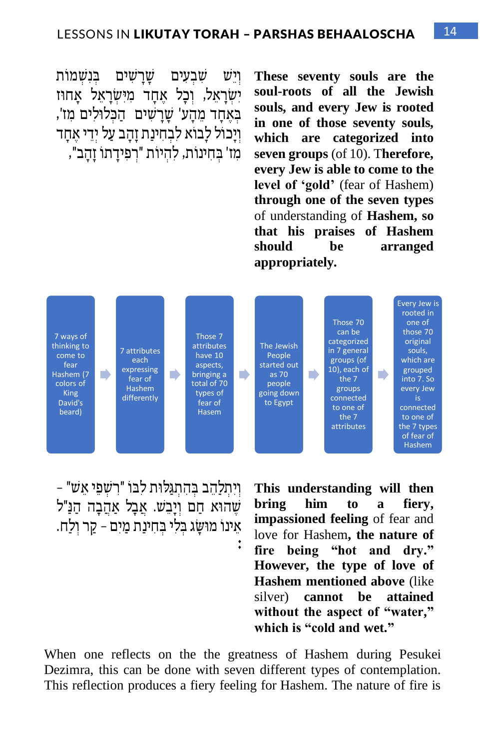וְיֵשׁ שִׁבְעִים שָׁרָשִׁים בִּנְשָׁמוֹת יִשְׂרָאֵל, וְכָל אֶחָד מִיִּשְׂרָאֵל אָחוּז בְּאֶחָד מֵהָע' שָׁרָשִׁים הַכְּלוּלִים מִז', וְיָכוֹל לָבוֹא לִבְחִינַת זָהָב עַל יְדֵי אֶחָד מִז' בְּחִינוֹת, לִהְיוֹת "רְפִידָתוֹ זָהָב",

**These seventy souls are the soul-roots of all the Jewish souls, and every Jew is rooted in one of those seventy souls, which are categorized into seven groups** (of 10). T**herefore, every Jew is able to come to the level of 'gold'** (fear of Hashem) **through one of the seven types** of understanding of **Hashem, so that his praises of Hashem should be arranged appropriately.**

| 7 ways of thinking to come to fear Hashem (7 colors of King David's beard) | ➡ | 7 attributes each expressing fear of Hashem differently | ➡ | Those 7 attributes have 10 aspects, bringing a total of 70 types of fear of Hasem | ➡ | The Jewish People started out as 70 people going down to Egypt | ➡ | Those 70 can be categorized in 7 general groups (of 10), each of the 7 groups connected to one of the 7 attributes | ➡ | Every Jew is rooted in one of those 70 original souls, which are grouped into 7. So every Jew is connected to one of the 7 types of fear of Hashem |
|---|---|---|---|---|---|---|---|---|---|---|

וְיִתְלַהֵב בְּהִתְגַּלּוּת לִבּוֹ "רִשְׁפֵּי אֵשׁ" - שֶׁהוּא חַם וְיָבֵשׁ. אֲבָל אַהֲבָה הַנַּ"ל אֵינוֹ מוּשָּׂג בְּלִי בְּחִינַת מַיִם - קַר וְלַח.

**This understanding will then bring him to a fiery, impassioned feeling** of fear and love for Hashem**, the nature of fire being "hot and dry." However, the type of love of Hashem mentioned above** (like silver) **cannot be attained without the aspect of "water," which is "cold and wet."**

When one reflects on the the greatness of Hashem during Pesukei Dezimra, this can be done with seven different types of contemplation. This reflection produces a fiery feeling for Hashem. The nature of fire is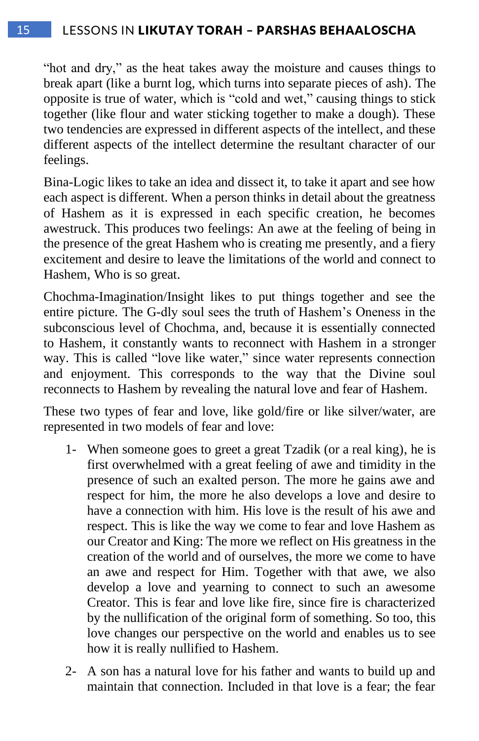"hot and dry," as the heat takes away the moisture and causes things to break apart (like a burnt log, which turns into separate pieces of ash). The opposite is true of water, which is "cold and wet," causing things to stick together (like flour and water sticking together to make a dough). These two tendencies are expressed in different aspects of the intellect, and these different aspects of the intellect determine the resultant character of our feelings.

Bina-Logic likes to take an idea and dissect it, to take it apart and see how each aspect is different. When a person thinks in detail about the greatness of Hashem as it is expressed in each specific creation, he becomes awestruck. This produces two feelings: An awe at the feeling of being in the presence of the great Hashem who is creating me presently, and a fiery excitement and desire to leave the limitations of the world and connect to Hashem, Who is so great.

Chochma-Imagination/Insight likes to put things together and see the entire picture. The G-dly soul sees the truth of Hashem's Oneness in the subconscious level of Chochma, and, because it is essentially connected to Hashem, it constantly wants to reconnect with Hashem in a stronger way. This is called "love like water," since water represents connection and enjoyment. This corresponds to the way that the Divine soul reconnects to Hashem by revealing the natural love and fear of Hashem.

These two types of fear and love, like gold/fire or like silver/water, are represented in two models of fear and love:

1- When someone goes to greet a great Tzadik (or a real king), he is first overwhelmed with a great feeling of awe and timidity in the presence of such an exalted person. The more he gains awe and respect for him, the more he also develops a love and desire to have a connection with him. His love is the result of his awe and respect. This is like the way we come to fear and love Hashem as our Creator and King: The more we reflect on His greatness in the creation of the world and of ourselves, the more we come to have an awe and respect for Him. Together with that awe, we also develop a love and yearning to connect to such an awesome Creator. This is fear and love like fire, since fire is characterized by the nullification of the original form of something. So too, this love changes our perspective on the world and enables us to see how it is really nullified to Hashem.

2- A son has a natural love for his father and wants to build up and maintain that connection. Included in that love is a fear; the fear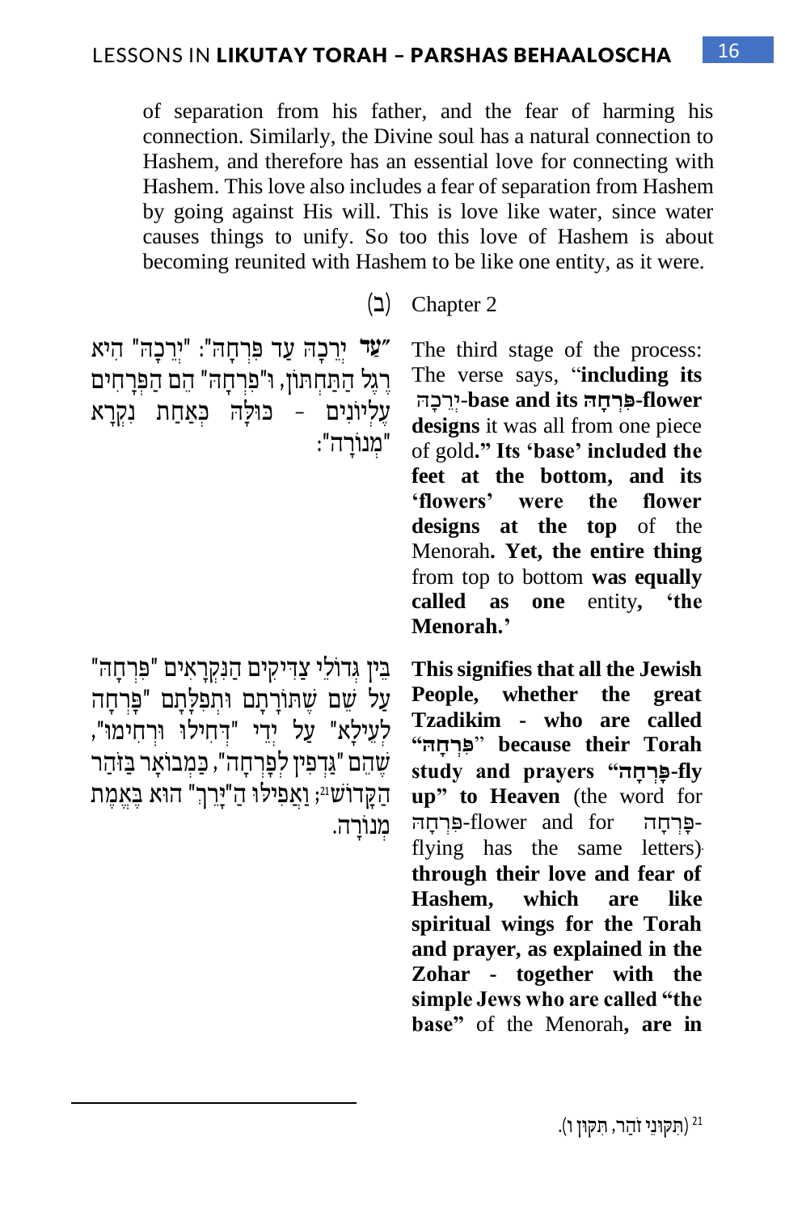of separation from his father, and the fear of harming his connection. Similarly, the Divine soul has a natural connection to Hashem, and therefore has an essential love for connecting with Hashem. This love also includes a fear of separation from Hashem by going against His will. This is love like water, since water causes things to unify. So too this love of Hashem is about becoming reunited with Hashem to be like one entity, as it were.

## (ב) Chapter 2

"עַד יְרֵכָהּ עַד פִּרְחָהּ": "יְרֵכָהּ" הִיא רֶגֶל הַתַּחְתּוֹן, וּ"פִּרְחָהּ" הֵם הַפְּרָחִים עֶלְיוֹנִים – כּוּלָּהּ כְּאַחַת נִקְרָא "מְנוֹרָה":

The third stage of the process: The verse says, "**including its** יְרֵכָהּ**-base and its** פִּרְחָהּ**-flower designs** it was all from one piece of gold**.**" **Its 'base' included the feet at the bottom, and its 'flowers' were the flower designs at the top** of the Menorah**. Yet, the entire thing** from top to bottom **was equally called as one** entity**, 'the Menorah.'**

בֵּין גְּדוֹלֵי צַדִּיקִים הַנִּקְרָאִים "פִּרְחָהּ" עַל שֵׁם שֶׁתּוֹרָתָם וּתְפִלָּתָם "פָּרְחָה לְעֵילָּא" עַל יְדֵי "דְּחִילוּ וּרְחִימוּ", שֶׁהֵם "גַּדְפִין לְפָרְחָה", כַּמְבוֹאָר בַּזֹּהַר הַקָּדוֹשׁ[21]; וַאֲפִילוּ הַ"יָּרֵךְ" הוּא בְּאֶמֶת מְנוֹרָה.

**This signifies that all the Jewish People, whether the great Tzadikim - who are called "**פִּרְחָהּ**" because their Torah study and prayers "**פָּרְחָה**-fly up" to Heaven** (the word for פִּרְחָהּ-flower and for פָּרְחָה-flying has the same letters) **through their love and fear of Hashem, which are like spiritual wings for the Torah and prayer, as explained in the Zohar - together with the simple Jews who are called "the base"** of the Menorah**, are in**

[21] (תִּקּוּנֵי זֹהַר, תִּקּוּן ו).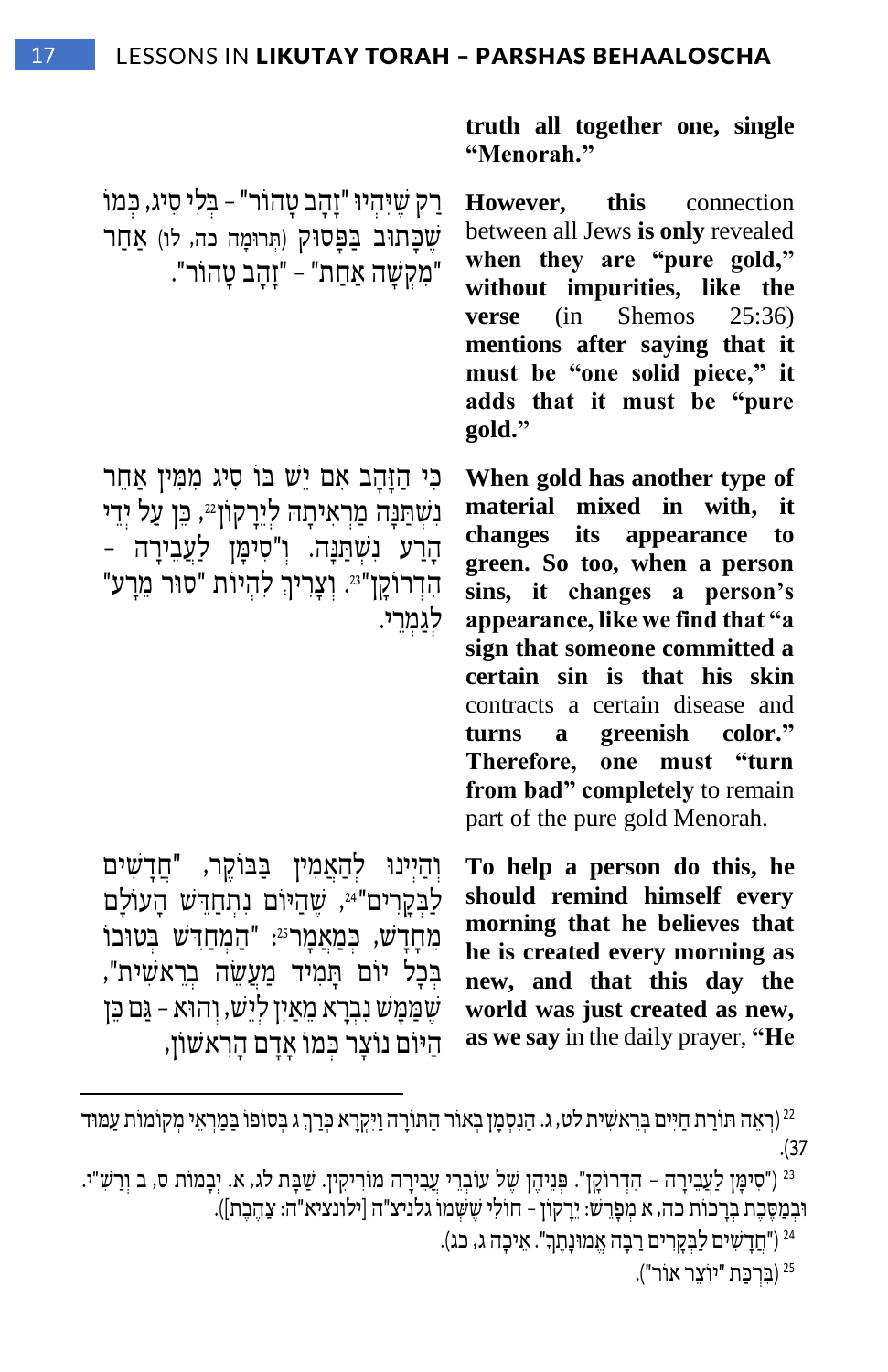**truth all together one, single "Menorah."**

רַק שֶׁיִּהְיוּ "זָהָב טָהוֹר" – בְּלִי סִיג, כְּמוֹ שֶׁכָּתוּב בַּפָּסוּק (תְּרוּמָה כה, לו) אַחַר "מִקְשָׁה אַחַת" – "זָהָב טָהוֹר".

**However, this** connection between all Jews **is only** revealed **when they are "pure gold," without impurities, like the verse** (in Shemos 25:36) **mentions after saying that it must be "one solid piece," it adds that it must be "pure gold."**

כִּי הַזָּהָב אִם יֵשׁ בּוֹ סִיג מִמִּין אַחֵר נִשְׁתַּנָּה מַרְאִיתָהּ לְיֵרָקוֹן[22], כֵּן עַל יְדֵי הָרַע נִשְׁתַּנָּה. וְ"סִימָן לַעֲבֵירָה – הַדְּרוֹקָן"[23]. וְצָרִיךְ לִהְיוֹת "סוּר מֵרָע" לְגַמְרֵי.

**When gold has another type of material mixed in with, it changes its appearance to green. So too, when a person sins, it changes a person's appearance, like we find that "a sign that someone committed a certain sin is that his skin** contracts a certain disease and **turns a greenish color." Therefore, one must "turn from bad" completely** to remain part of the pure gold Menorah.

וְהַיְינוּ לְהַאֲמִין בַּבּוֹקֶר, "חֲדָשִׁים לַבְּקָרִים"[24], שֶׁהַיּוֹם נִתְחַדֵּשׁ הָעוֹלָם מֵחָדָשׁ, כְּמַאֲמָר[25]: "הַמְחַדֵּשׁ בְּטוּבוֹ בְּכָל יוֹם תָּמִיד מַעֲשֵׂה בְרֵאשִׁית", שֶׁמַּמָּשׁ נִבְרָא מֵאַיִן לְיֵשׁ, וְהוּא – גַּם כֵּן הַיּוֹם נוֹצָר כְּמוֹ אָדָם הָרִאשׁוֹן,

**To help a person do this, he should remind himself every morning that he believes that he is created every morning as new, and that this day the world was just created as new, as we say** in the daily prayer, **"He**

---

[22] (רְאֵה תּוֹרַת חַיִּים בְּרֵאשִׁית לט, ג. הַנִּסְמָן בְּאוֹר הַתּוֹרָה וַיִּקְרָא כֶּרֶךְ ג בְּסוֹפוֹ בְּמַרְאֵי מְקוֹמוֹת עַמּוּד 37).

[23] ("סִימָן לַעֲבֵירָה – הַדְּרוֹקָן". פְּנֵיהֶן שֶׁל עוֹבְרֵי עֲבֵירָה מוֹרִיקִין. שַׁבָּת לג, א. יְבָמוֹת ס, ב וְרַשִׁ"י. וּבְמַסֶּכֶת בְּרָכוֹת כה, א מְפָרֵשׁ: יֵרָקוֹן – חוֹלִי שֶׁשְּׁמוֹ גלניצ"ה [ילונציא"ה: צַהֶבֶת]).

[24] ("חֲדָשִׁים לַבְּקָרִים רַבָּה אֱמוּנָתֶךָ". אֵיכָה ג, כג).

[25] (בִּרְכַּת "יוֹצֵר אוֹר").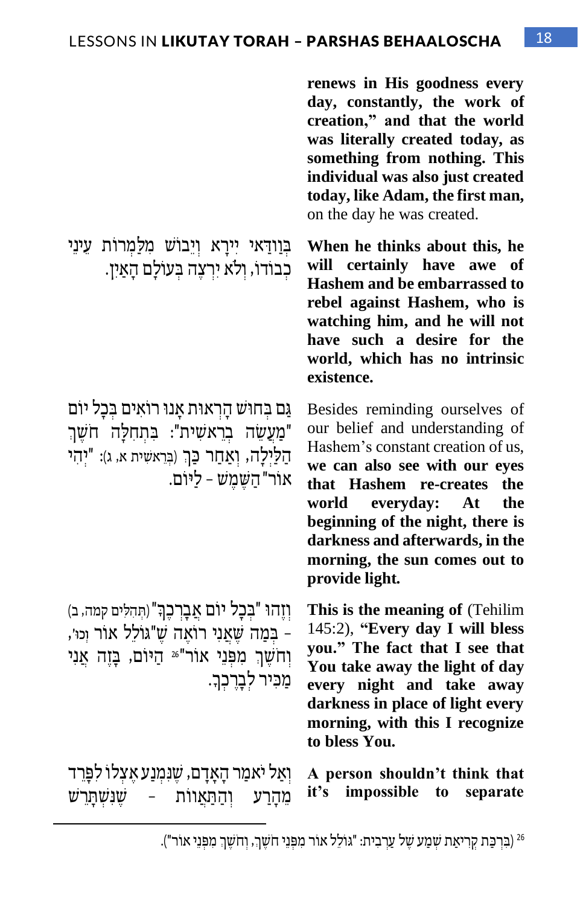renews in His goodness every day, constantly, the work of creation," and that the world was literally created today, as something from nothing. This individual was also just created today, like Adam, the first man, on the day he was created.

בְּוַדַּאי יִירָא וְיֵבוֹשׁ מִלַּמְרוֹת עֵינֵי כְבוֹדוֹ, וְלֹא יִרְצֶה בְּעוֹלָם הָאַיִן.

**When he thinks about this, he will certainly have awe of Hashem and be embarrassed to rebel against Hashem, who is watching him, and he will not have such a desire for the world, which has no intrinsic existence.**

גַּם בְּחוּשׁ הָרְאוּת אָנוּ רוֹאִים בְּכָל יוֹם "מַעֲשֵׂה בְרֵאשִׁית": בִּתְחִלָּה חֹשֶׁךְ הַלַּיְלָה, וְאַחַר כָּךְ (בְּרֵאשִׁית א, ג): "יְהִי אוֹר"הַשֶּׁמֶשׁ - לַיּוֹם.

Besides reminding ourselves of our belief and understanding of Hashem's constant creation of us, **we can also see with our eyes that Hashem re-creates the world everyday: At the beginning of the night, there is darkness and afterwards, in the morning, the sun comes out to provide light.**

וְזֶהוּ "בְּכָל יוֹם אֲבָרְכֶךָּ" (תְּהִלִּים קמה, ב) - בְּמַה שֶּׁאֲנִי רוֹאֶה שֶׁ"גּוֹלֵל אוֹר וְכוּ', וְחֹשֶׁךְ מִפְּנֵי אוֹר"[26] הַיּוֹם, בָּזֶה אֲנִי מַכִּיר לְבָרֶכְךָ.

**This is the meaning of** (Tehilim 145:2), **"Every day I will bless you." The fact that I see that You take away the light of day every night and take away darkness in place of light every morning, with this I recognize to bless You.**

וְאַל יֹאמַר הָאָדָם, שֶׁנִּמְנָע אֶצְלוֹ לִפָּרֵד מֵהָרַע וְהַתַּאֲווֹת - שֶׁנִּשְׁתָּרֵשׁ

**A person shouldn't think that it's impossible to separate**

---

[26] (בִּרְכַּת קְרִיאַת שְׁמַע שֶׁל עַרְבִית: "גּוֹלֵל אוֹר מִפְּנֵי חֹשֶׁךְ, וְחֹשֶׁךְ מִפְּנֵי אוֹר").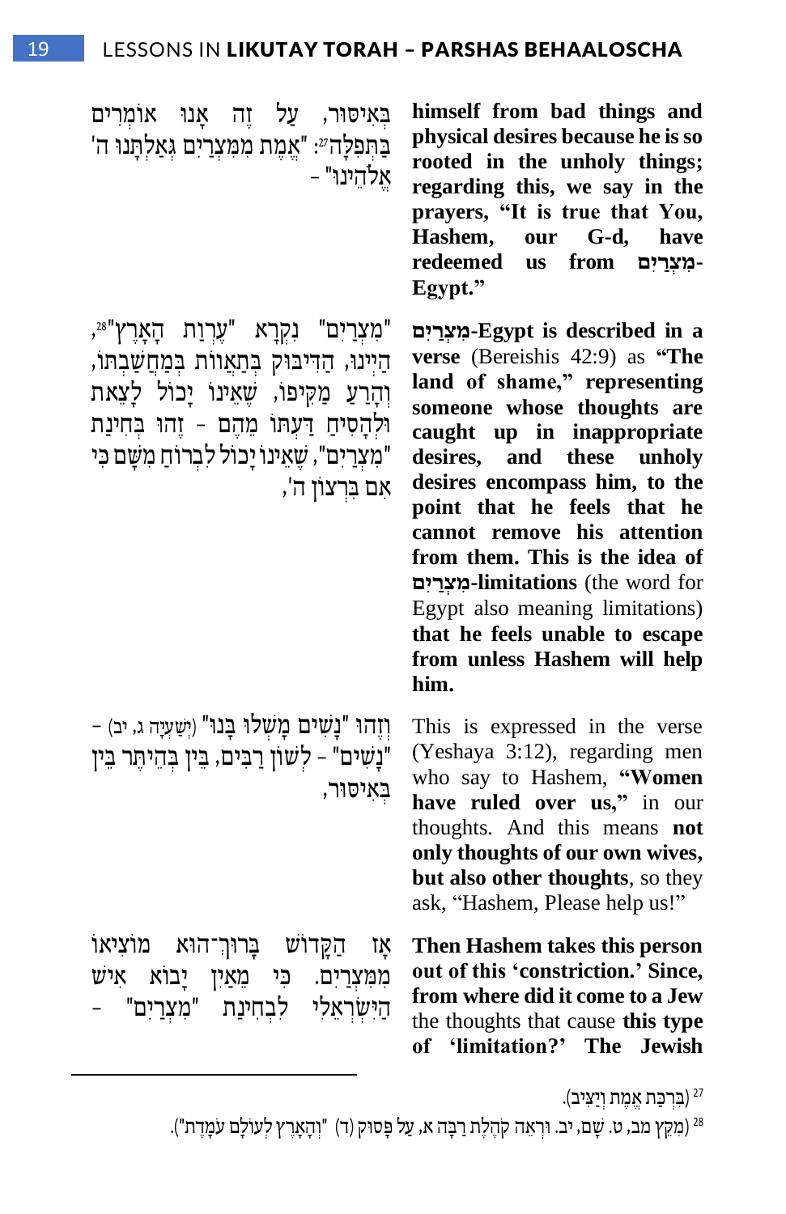בְּאִיסּוּר, עַל זֶה אָנוּ אוֹמְרִים בַּתְּפִלָּה[27]: "אֱמֶת מִמִּצְרַיִם גְּאַלְתָּנוּ ה' אֱלֹהֵינוּ" –

**himself from bad things and physical desires because he is so rooted in the unholy things; regarding this, we say in the prayers, "It is true that You, Hashem, our G-d, have redeemed us from מִצְרַיִם-Egypt."**

"מִצְרַיִם" נִקְרָא "עֶרְוַת הָאָרֶץ"[28], הַיְינוּ, הַדִּיבּוּק בְּתַאֲווֹת בְּמַחֲשַׁבְתּוֹ, וְהָרַע מַקִּיפוֹ, שֶׁאֵינוֹ יָכוֹל לָצֵאת וּלְהַסִּיחַ דַּעְתּוֹ מֵהֶם – זֶהוּ בְּחִינַת "מְצָרִים", שֶׁאֵינוֹ יָכוֹל לִבְרוֹחַ מִשָּׁם כִּי אִם בִּרְצוֹן ה',

**מִצְרַיִם-Egypt is described in a verse** (Bereishis 42:9) as **"The land of shame," representing someone whose thoughts are caught up in inappropriate desires, and these unholy desires encompass him, to the point that he feels that he cannot remove his attention from them. This is the idea of מְצָרִים-limitations** (the word for Egypt also meaning limitations) **that he feels unable to escape from unless Hashem will help him.**

וְזֶהוּ "נָשִׁים מָשְׁלוּ בָנוּ" (יְשַׁעְיָה ג, יב) – "נָשִׁים" – לְשׁוֹן רַבִּים, בֵּין בְּהֶיתֵּר בֵּין בְּאִיסּוּר,

This is expressed in the verse (Yeshaya 3:12), regarding men who say to Hashem, **"Women have ruled over us,"** in our thoughts. And this means **not only thoughts of our own wives, but also other thoughts**, so they ask, "Hashem, Please help us!"

אָז הַקָּדוֹשׁ בָּרוּךְ־הוּא מוֹצִיאוֹ מִמִּצְרַיִם. כִּי מֵאַיִן יָבוֹא אִישׁ הַיִּשְׂרְאֵלִי לִבְחִינַת "מְצָרִים" –

**Then Hashem takes this person out of this 'constriction.' Since, from where did it come to a Jew** the thoughts that cause **this type of 'limitation?' The Jewish**

---

[27] (בִּרְכַּת אֱמֶת וְיַצִּיב).

[28] (מִקֵּץ מב, ט. שָׁם, יב. וּרְאֵה קֹהֶלֶת רַבָּה א, עַל פָּסוּק (ד) "וְהָאָרֶץ לְעוֹלָם עוֹמָדֶת").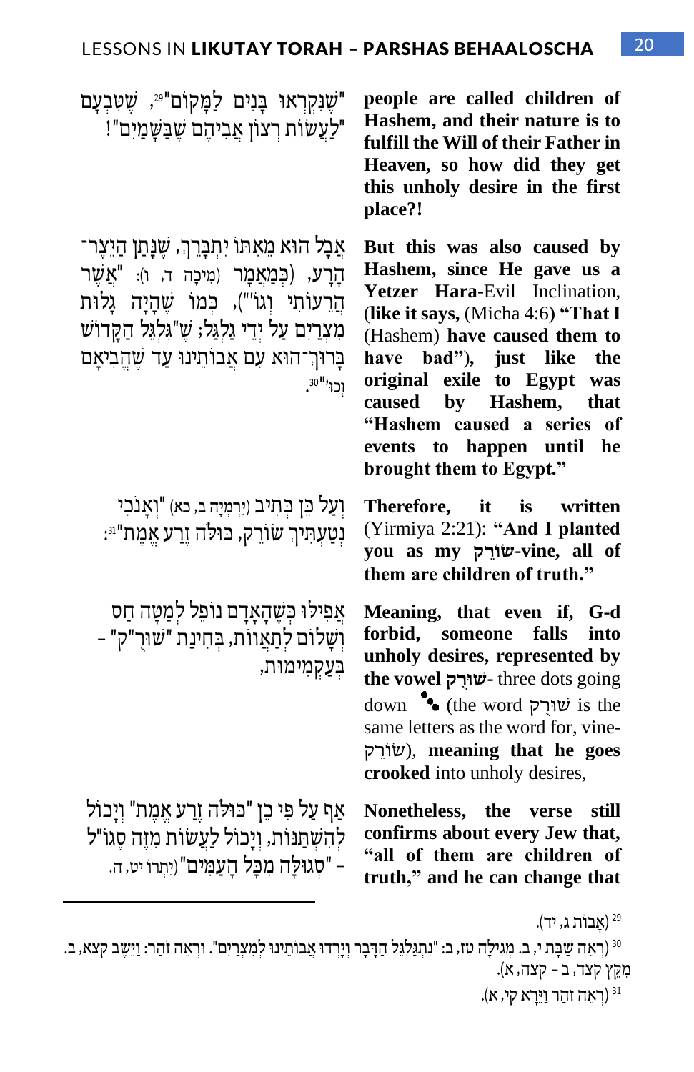"שֶׁנִּקְרְאוּ בָּנִים לַמָּקוֹם"[29], שֶׁטִּבְעָם "לַעֲשׂוֹת רְצוֹן אֲבִיהֶם שֶׁבַּשָּׁמַיִם"!

**people are called children of Hashem, and their nature is to fulfill the Will of their Father in Heaven, so how did they get this unholy desire in the first place?!**

אֲבָל הוּא מֵאִתּוֹ יִתְבָּרֵךְ, שֶׁנָּתַן הַיֵּצֶר־הָרָע, (כְּמַאֲמַר (מִיכָה ד, ו): "אֲשֶׁר הֲרֵעוֹתִי וְגוֹ'"), כְּמוֹ שֶׁהָיָה גָּלוּת מִצְרַיִם עַל יְדֵי גִלְגֻּל; שֶׁ"גִּלְגֵּל הַקָּדוֹשׁ בָּרוּךְ־הוּא עִם אֲבוֹתֵינוּ עַד שֶׁהֱבִיאָם וְכוּ'"[30].

**But this was also caused by Hashem, since He gave us a Yetzer Hara**-Evil Inclination, (**like it says,** (Micha 4:6) **"That I** (Hashem) **have caused them to have bad"), just like the original exile to Egypt was caused by Hashem, that "Hashem caused a series of events to happen until he brought them to Egypt."**

וְעַל כֵּן כְּתִיב (יִרְמְיָה ב, כא) "וְאָנֹכִי נְטַעְתִּיךְ שׂוֹרֵק, כּוּלֹּה זֶרַע אֱמֶת"[31]:

**Therefore, it is written** (Yirmiya 2:21): **"And I planted you as my שׂוֹרֵק-vine, all of them are children of truth."**

אֲפִילוּ כְּשֶׁהָאָדָם נוֹפֵל לְמַטָּה חַס וְשָׁלוֹם לְתַאֲווֹת, בְּחִינַת "שׁוּרֻ"ק" – בְּעַקְמִימוּת,

**Meaning, that even if, G-d forbid, someone falls into unholy desires, represented by the vowel שׁוּרֻק-** three dots going down ⋱ (the word שׁוּרֻק is the same letters as the word for, vine-שׂוֹרֵק), **meaning that he goes crooked** into unholy desires,

אַף עַל פִּי כֵן "כּוּלֹּה זֶרַע אֱמֶת" וְיָכוֹל לְהִשְׁתַּנּוֹת, וְיָכוֹל לַעֲשׂוֹת מִזֶּה סֶגוֹ"ל – "סְגוּלָּה מִכָּל הָעַמִּים" (יִתְרוֹ יט, ה).

**Nonetheless, the verse still confirms about every Jew that, "all of them are children of truth," and he can change that**

---

[29] (אָבוֹת ג, יד).

[30] (רְאֵה שַׁבָּת י, ב. מְגִילָּה טז, ב: "נִתְגַּלְגֵּל הַדָּבָר וְיָרְדוּ אֲבוֹתֵינוּ לְמִצְרַיִם". וּרְאֵה זֹהַר: וַיֵּשֶׁב קפא, ב. מִקֵּץ קצד, ב – קצה, א).

[31] (רְאֵה זֹהַר וַיֵּרָא קי, א).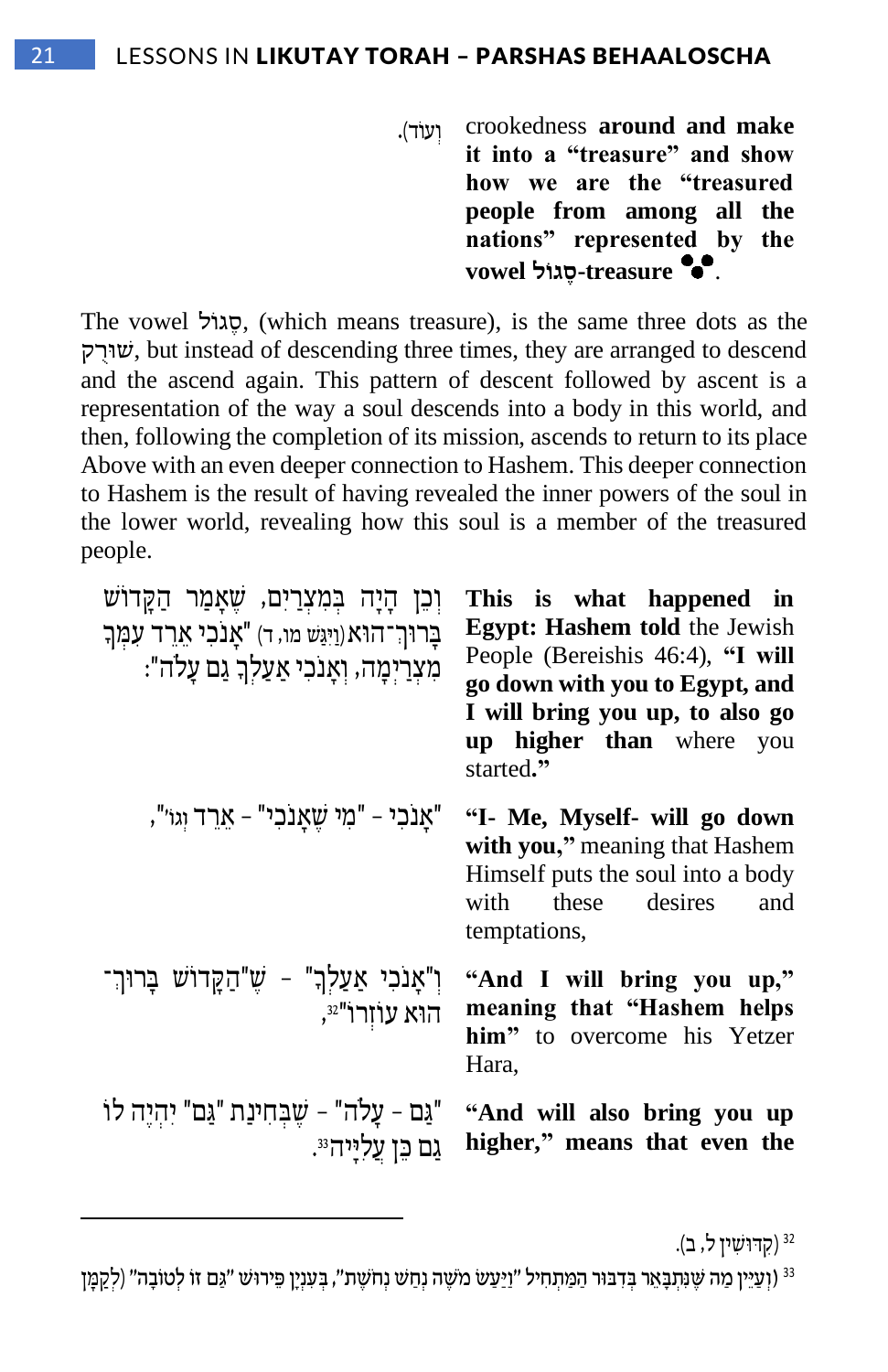וְעוֹד).

crookedness **around and make it into a "treasure" and show how we are the "treasured people from among all the nations" represented by the vowel סֶגּוֹל-treasure ֶ.**

The vowel סֶגּוֹל, (which means treasure), is the same three dots as the שׁוּרֻק, but instead of descending three times, they are arranged to descend and the ascend again. This pattern of descent followed by ascent is a representation of the way a soul descends into a body in this world, and then, following the completion of its mission, ascends to return to its place Above with an even deeper connection to Hashem. This deeper connection to Hashem is the result of having revealed the inner powers of the soul in the lower world, revealing how this soul is a member of the treasured people.

וְכֵן הָיָה בְּמִצְרַיִם, שֶׁאָמַר הַקָּדוֹשׁ בָּרוּךְ־הוּא (וַיִּגַּשׁ מו, ד) "אָנֹכִי אֵרֵד עִמְּךָ מִצְרַיְמָה, וְאָנֹכִי אַעַלְךָ גַם עָלֹה":

**This is what happened in Egypt: Hashem told** the Jewish People (Bereishis 46:4), **"I will go down with you to Egypt, and I will bring you up, to also go up higher than** where you started**."**

"אָנֹכִי" - "מִי שֶׁאָנֹכִי" - אֵרֵד וְגוֹ',

**"I- Me, Myself- will go down with you,"** meaning that Hashem Himself puts the soul into a body with these desires and temptations,

וְ"אָנֹכִי אַעַלְךָ" - שֶׁ"הַקָּדוֹשׁ בָּרוּךְ־הוּא עוֹזְרוֹ"[32],

**"And I will bring you up," meaning that "Hashem helps him"** to overcome his Yetzer Hara,

"גַּם - עָלֹה" - שֶׁבְּחִינַת "גַּם" יִהְיֶה לוֹ גַּם כֵּן עֲלִיָּה[33].

**"And will also bring you up higher," means that even the**

---

[32] (קִדּוּשִׁין ל, ב).

[33] (וְעַיֵּין מַה שֶּׁנִּתְבָּאֵר בְּדִבּוּר הַמַּתְחִיל "וַיַּעַשׂ מֹשֶׁה נְחַשׁ נְחֹשֶׁת", בְּעִנְיַן פֵּירוּשׁ "גַּם זוּ לְטוֹבָה" (לְקַמָּן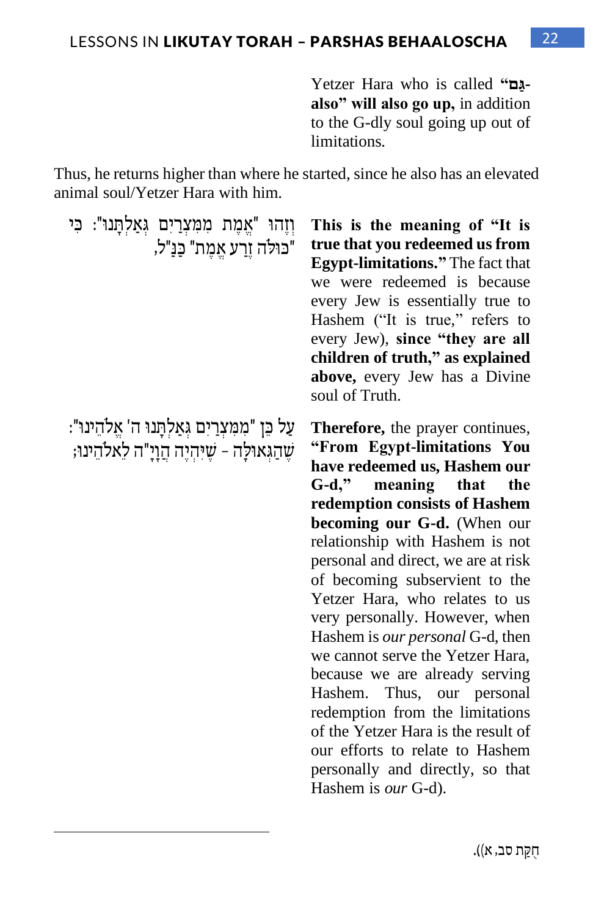Yezter Hara who is called **"גַּם- also" will also go up,** in addition to the G-dly soul going up out of limitations.

Thus, he returns higher than where he started, since he also has an elevated animal soul/Yetzer Hara with him.

וְזֶהוּ "אֱמֶת מִמִּצְרַיִם גְּאַלְתָּנוּ": כִּי "כּוּלֹּה זֶרַע אֱמֶת" כַּנַּ"ל,

**This is the meaning of "It is true that you redeemed us from Egypt-limitations."** The fact that we were redeemed is because every Jew is essentially true to Hashem ("It is true," refers to every Jew), **since "they are all children of truth," as explained above,** every Jew has a Divine soul of Truth.

עַל כֵּן "מִמִּצְרַיִם גְּאַלְתָּנוּ ה' אֱלֹהֵינוּ": שֶׁהַגְּאוּלָּה - שֶׁיִּהְיֶה הֲוָיָ"ה לֵאלֹהֵינוּ;

**Therefore,** the prayer continues, **"From Egypt-limitations You have redeemed us, Hashem our G-d," meaning that the redemption consists of Hashem becoming our G-d.** (When our relationship with Hashem is not personal and direct, we are at risk of becoming subservient to the Yetzer Hara, who relates to us very personally. However, when Hashem is *our personal* G-d, then we cannot serve the Yetzer Hara, because we are already serving Hashem. Thus, our personal redemption from the limitations of the Yetzer Hara is the result of our efforts to relate to Hashem personally and directly, so that Hashem is *our* G-d).

---

חֻקַּת סב, א)).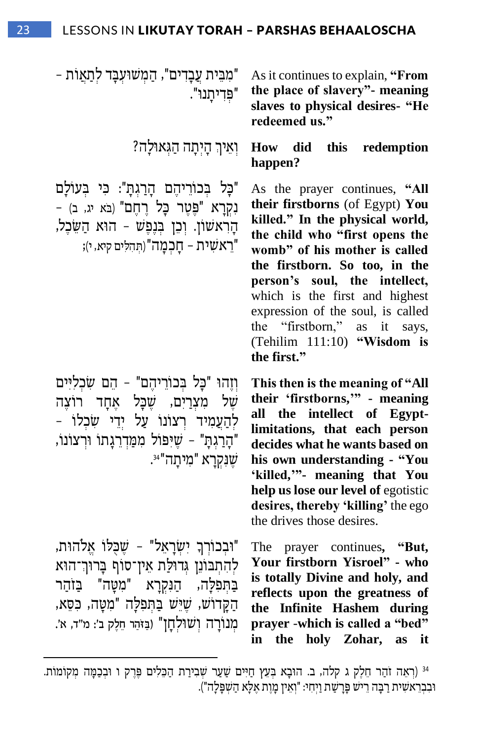"מִבֵּית עֲבָדִים", הַמְּשׁוּעְבָּד לְתַאֲוֹת – "פְּדִיתָנוּ".

As it continues to explain, **"From the place of slavery"- meaning slaves to physical desires- "He redeemed us."**

וְאֵיךְ הָיְתָה הַגְּאוּלָּה?

**How did this redemption happen?**

"כָּל בְּכוֹרֵיהֶם הָרַגְתָּ": כִּי בְּעוֹלָם נִקְרָא "פֶּטֶר כָּל רֶחֶם" (בֹּא יג, ב) – הָרִאשׁוֹן. וְכֵן בְּנֶפֶשׁ – הוּא הַשֵּׂכֶל, "רֵאשִׁית – חָכְמָה" (תְּהִלִּים קיא, י);

As the prayer continues, **"All their firstborns** (of Egypt) **You killed." In the physical world, the child who "first opens the womb" of his mother is called the firstborn. So too, in the person's soul, the intellect,** which is the first and highest expression of the soul, is called the "firstborn," as it says, (Tehilim 111:10) **"Wisdom is the first."**

וְזֶהוּ "כָּל בְּכוֹרֵיהֶם" – הֵם שִׂכְלִיִּים שֶׁל מִצְרַיִם, שֶׁכָּל אֶחָד רוֹצֶה לְהַעֲמִיד רְצוֹנוֹ עַל יְדֵי שִׂכְלוֹ – "הָרַגְתָּ" – שֶׁיִּפּוֹל מִמַּדְרֵגָתוֹ וּרְצוֹנוֹ, שֶׁנִּקְרָא "מִיתָה"[34].

**This then is the meaning of "All their 'firstborns,'" - meaning all the intellect of Egypt-limitations, that each person decides what he wants based on his own understanding - "You 'killed,'"- meaning that You help us lose our level of** egotistic **desires, thereby 'killing'** the ego the drives those desires.

"וּבְכוֹרְךָ יִשְׂרָאֵל" – שֶׁכֻּלּוֹ אֱלֹהוּת, לְהִתְבּוֹנֵן גְּדוּלַּת אֵין־סוֹף בָּרוּךְ־הוּא בַּתְּפִלָּה, הַנִּקְרָא "מִטָּה" בַּזֹּהַר הַקָּדוֹשׁ, שֶׁיֵּשׁ בַּתְּפִלָּה "מִטָּה, כִּסֵּא, מְנוֹרָה וְשׁוּלְחָן" (בַּזֹּהַר חֵלֶק ב': מ"ד, א'.

The prayer continues, **"But, Your firstborn Yisroel" - who is totally Divine and holy, and reflects upon the greatness of the Infinite Hashem during prayer -which is called a "bed" in the holy Zohar, as it**

---

[34] (רְאֵה זֹהַר חֵלֶק ג קלה, ב. הוּבָא בְּעֵץ חַיִּים שַׁעַר שְׁבִירַת הַכֵּלִים פֶּרֶק ו וּבְכַמָּה מְקוֹמוֹת. וּבִבְרֵאשִׁית רַבָּה רֵישׁ פָּרָשַׁת וַיְחִי: "וְאֵין מָוֶת אֶלָּא הַשִּׁפְלָה").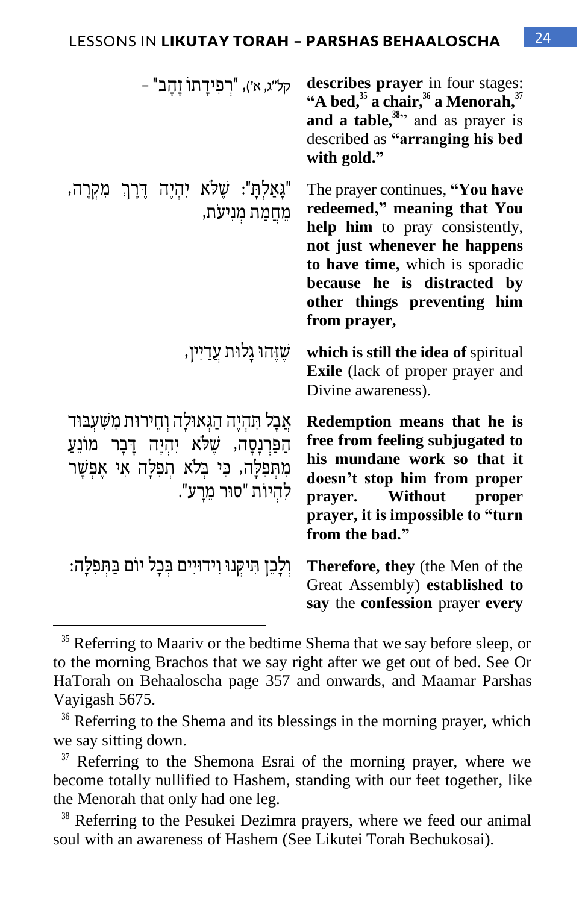| | |
|---|---|
| קל"ג, א'), "רְפִידָתוֹ זָהָב" – | **describes prayer** in four stages: **"A bed,**[35] **a chair,**[36] **a Menorah,**[37] **and a table,**[38]**"** and as prayer is described as **"arranging his bed with gold."** |
| "גָּאַלְתָּ": שֶׁלֹּא יִהְיֶה דֶּרֶךְ מִקְרֶה, מֵחֲמַת מְנִיעָה, | The prayer continues, **"You have redeemed," meaning that You help him** to pray consistently, **not just whenever he happens to have time,** which is sporadic **because he is distracted by other things preventing him from prayer,** |
| שֶׁזֶּהוּ גָלוּת עֲדַיִין, | **which is still the idea of** spiritual **Exile** (lack of proper prayer and Divine awareness). |
| אֲבָל תִּהְיֶה הַגְּאוּלָּה וְחֵירוּת מִשִּׁעְבּוּד הַפַּרְנָסָה, שֶׁלֹּא יִהְיֶה דָּבָר מוֹנֵעַ מִתְּפִלָּה, כִּי בְּלֹא תְפִלָּה אִי אֶפְשָׁר לִהְיוֹת "סוּר מֵרָע". | **Redemption means that he is free from feeling subjugated to his mundane work so that it doesn't stop him from proper prayer. Without proper prayer, it is impossible to "turn from the bad."** |
| וְלָכֵן תִּיקְנוּ וִידּוּיִים בְּכָל יוֹם בַּתְּפִלָּה: | **Therefore, they** (the Men of the Great Assembly) **established to say** the **confession** prayer **every** |

---

[35] Referring to Maariv or the bedtime Shema that we say before sleep, or to the morning Brachos that we say right after we get out of bed. See Or HaTorah on Behaaloscha page 357 and onwards, and Maamar Parshas Vayigash 5675.

[36] Referring to the Shema and its blessings in the morning prayer, which we say sitting down.

[37] Referring to the Shemona Esrai of the morning prayer, where we become totally nullified to Hashem, standing with our feet together, like the Menorah that only had one leg.

[38] Referring to the Pesukei Dezimra prayers, where we feed our animal soul with an awareness of Hashem (See Likutei Torah Bechukosai).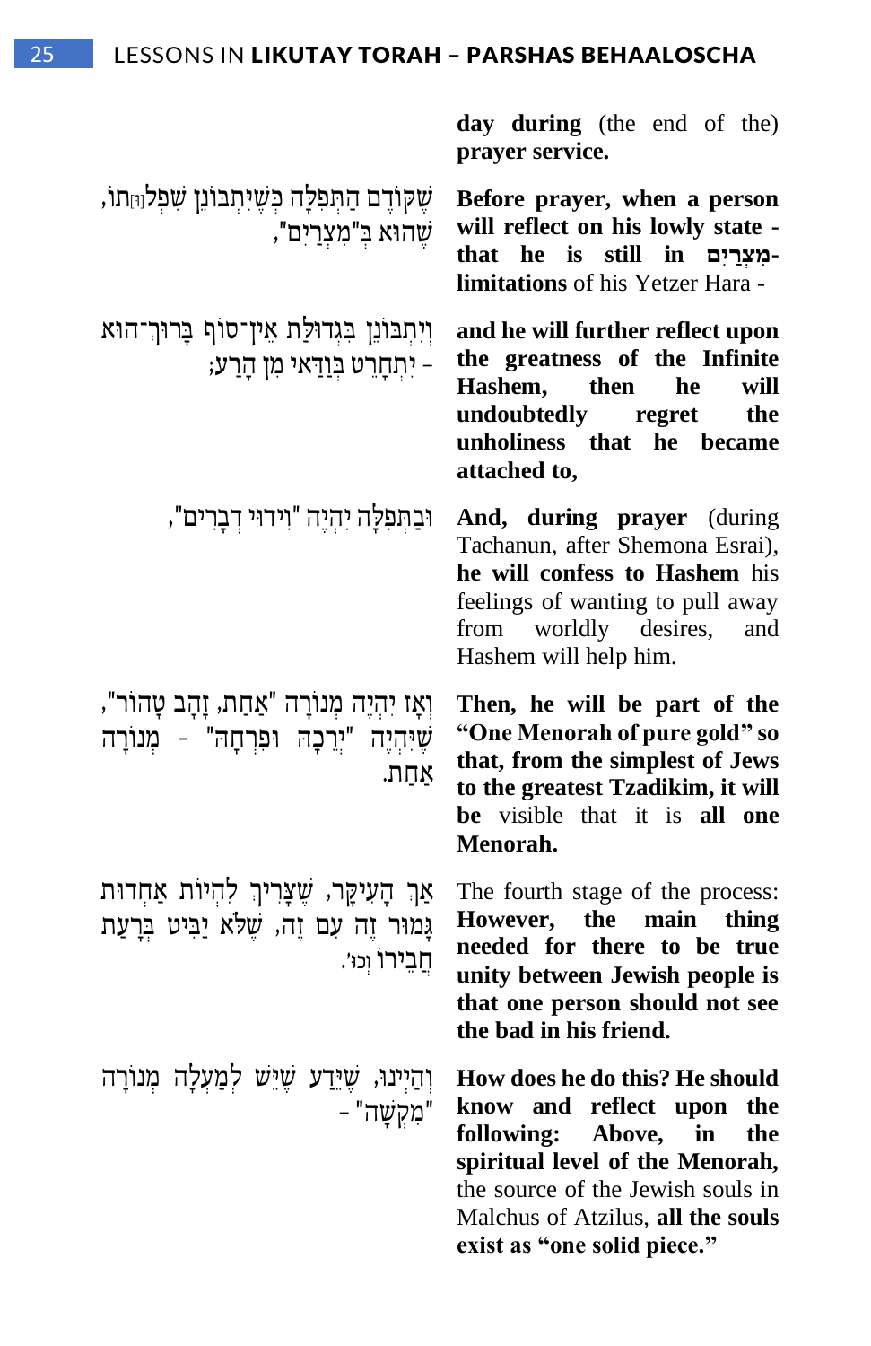**day during** (the end of the) **prayer service.**

שֶׁקּוֹדֶם הַתְּפִלָּה כְּשֶׁיִּתְבּוֹנֵן שִׁפְלוּתוֹ, שֶׁהוּא בְּ"מְצָרִים",

**Before prayer, when a person will reflect on his lowly state - that he is still in מְצָרִים-limitations** of his Yetzer Hara -

וְיִתְבּוֹנֵן בִּגְדוּלַּת אֵין־סוֹף בָּרוּךְ־הוּא - יִתְחָרֵט בְּוַדַּאי מִן הָרַע;

**and he will further reflect upon the greatness of the Infinite Hashem, then he will undoubtedly regret the unholiness that he became attached to,**

וּבַתְּפִלָּה יִהְיֶה "וִידּוּי דְּבָרִים",

**And, during prayer** (during Tachanun, after Shemona Esrai), **he will confess to Hashem** his feelings of wanting to pull away from worldly desires, and Hashem will help him.

וְאָז יִהְיֶה מְנוֹרָה "אַחַת, זָהָב טָהוֹר", שֶׁיִּהְיֶה "יְרֵכָהּ וּפִרְחָהּ" - מְנוֹרָה אַחַת.

**Then, he will be part of the "One Menorah of pure gold" so that, from the simplest of Jews to the greatest Tzadikim, it will be** visible that it is **all one Menorah.**

אַךְ הָעִיקָּר, שֶׁצָּרִיךְ לִהְיוֹת אַחְדוּת גָּמוּר זֶה עִם זֶה, שֶׁלֹּא יַבִּיט בְּרָעַת חֲבֵירוֹ וְכוּ'.

The fourth stage of the process: **However, the main thing needed for there to be true unity between Jewish people is that one person should not see the bad in his friend.**

וְהַיְינוּ, שֶׁיֵּדַע שֶׁיֵּשׁ לְמַעְלָה מְנוֹרָה "מִקְשָׁה" -

**How does he do this? He should know and reflect upon the following: Above, in the spiritual level of the Menorah,** the source of the Jewish souls in Malchus of Atzilus, **all the souls exist as "one solid piece."**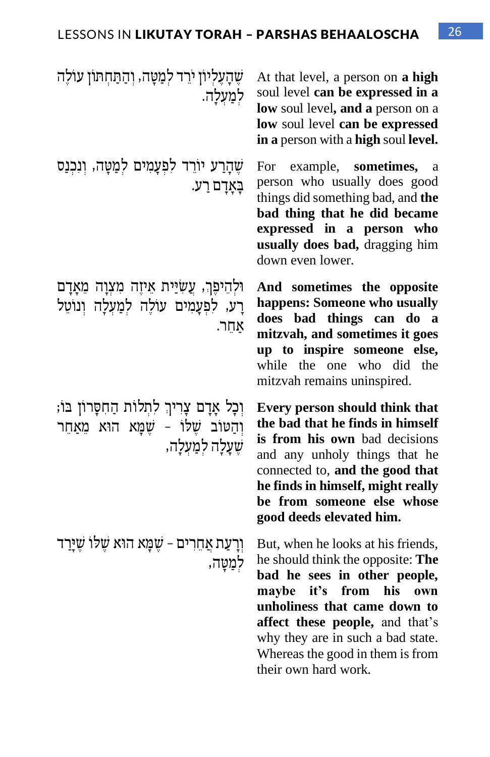| | |
|---|---|
| שֶׁהָעֶלְיוֹן יֵרֵד לְמַטָּה, וְהַתַּחְתּוֹן עוֹלֶה לְמַעְלָה. | At that level, a person on **a high** soul level **can be expressed in a low** soul level**, and a** person on a **low** soul level **can be expressed in a** person with a **high** soul **level.** |
| שֶׁהָרַע יוֹרֵד לִפְעָמִים לְמַטָּה, וְנִכְנָס בְּאָדָם רַע. | For example, **sometimes,** a person who usually does good things did something bad, and **the bad thing that he did became expressed in a person who usually does bad,** dragging him down even lower. |
| וּלְהֵיפֶךְ, עֲשִׂיַּית אֵיזֶה מִצְוָה מֵאָדָם רָע, לִפְעָמִים עוֹלֶה לְמַעְלָה וְנוֹטֵל אַחֵר. | **And sometimes the opposite happens: Someone who usually does bad things can do a mitzvah, and sometimes it goes up to inspire someone else,** while the one who did the mitzvah remains uninspired. |
| וְכָל אָדָם צָרִיךְ לִתְלוֹת הַחִסָּרוֹן בּוֹ; וְהַטּוֹב שֶׁלּוֹ - שֶׁמָּא הוּא מֵאַחֵר שֶׁעָלָה לְמַעְלָה, | **Every person should think that the bad that he finds in himself is from his own** bad decisions and any unholy things that he connected to, **and the good that he finds in himself, might really be from someone else whose good deeds elevated him.** |
| וְרָעַת אֲחֵרִים - שֶׁמָּא הוּא שֶׁלּוֹ שֶׁיָּרַד לְמַטָּה, | But, when he looks at his friends, he should think the opposite: **The bad he sees in other people, maybe it's from his own unholiness that came down to affect these people,** and that's why they are in such a bad state. Whereas the good in them is from their own hard work. |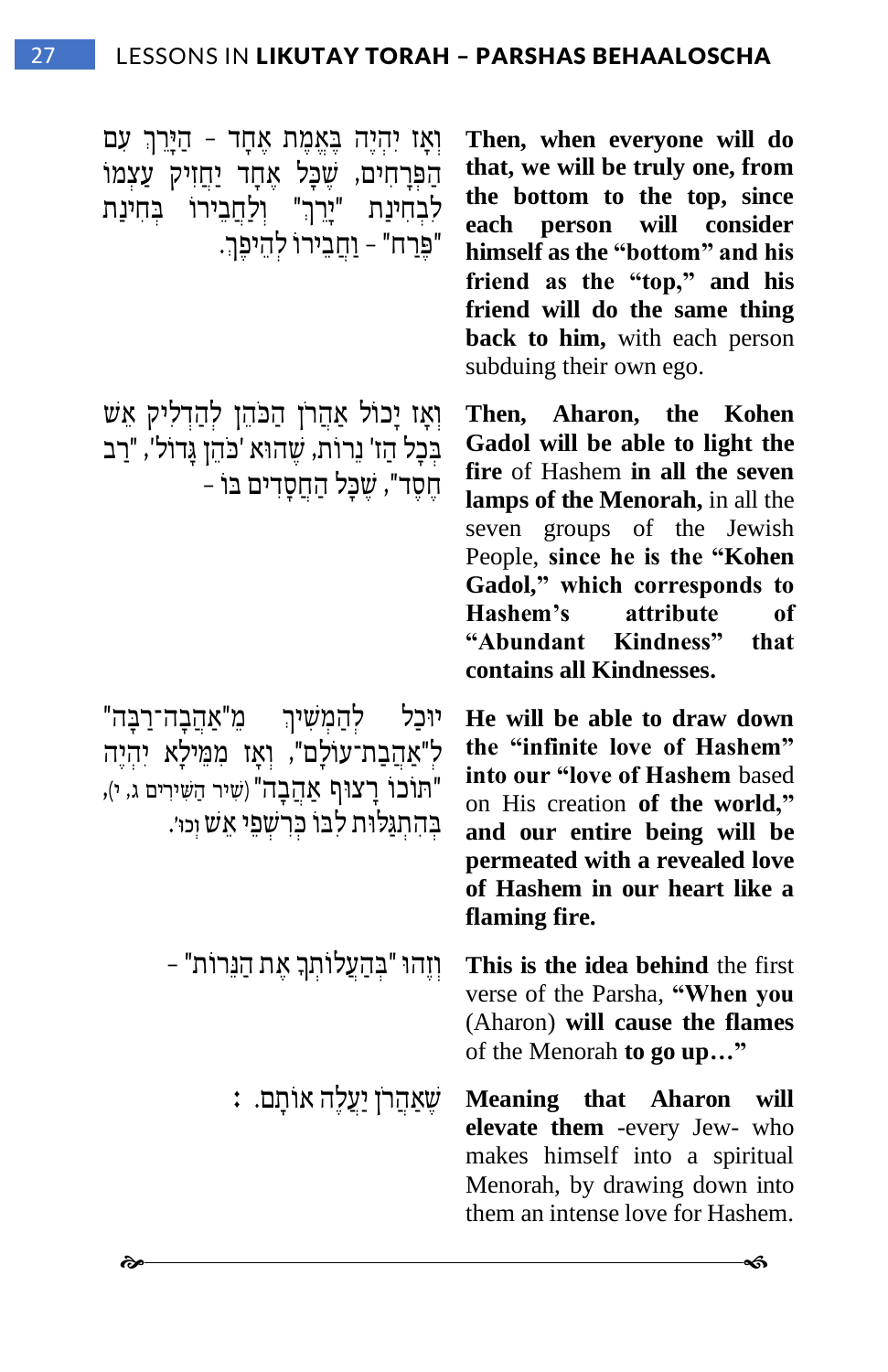וְאָז יִהְיֶה בֶּאֱמֶת אֶחָד – הַיָּרֵךְ עִם הַפְּרָחִים, שֶׁכָּל אֶחָד יַחֲזִיק עַצְמוֹ לִבְחִינַת "יָרֵךְ" וְלַחֲבֵירוֹ בִּבְחִינַת "פֶּרַח" – וַחֲבֵירוֹ לְהֵיפֶךְ.

**Then, when everyone will do that, we will be truly one, from the bottom to the top, since each person will consider himself as the "bottom" and his friend as the "top," and his friend will do the same thing back to him,** with each person subduing their own ego.

וְאָז יָכוֹל אַהֲרֹן הַכֹּהֵן לְהַדְלִיק אֵשׁ בְּכָל הַז' נֵרוֹת, שֶׁהוּא 'כֹּהֵן גָּדוֹל', "רַב חֶסֶד", שֶׁבָּל הַחֲסָדִים בּוֹ –

**Then, Aharon, the Kohen Gadol will be able to light the fire** of Hashem **in all the seven lamps of the Menorah,** in all the seven groups of the Jewish People, **since he is the "Kohen Gadol," which corresponds to Hashem's attribute of "Abundant Kindness" that contains all Kindnesses.**

יוּכַל לְהַמְשִׁיךְ מֵ"אַהֲבָה־רַבָּה" לְ"אַהֲבַת־עוֹלָם", וְאָז מִמֵּילָא יִהְיֶה "תּוֹכוֹ רָצוּף אַהֲבָה" (שִׁיר הַשִּׁירִים ג, י), בְּהִתְגַּלּוּת לִבּוֹ כְּרִשְׁפֵּי אֵשׁ וְכוּ'.

**He will be able to draw down the "infinite love of Hashem" into our "love of Hashem** based on His creation **of the world," and our entire being will be permeated with a revealed love of Hashem in our heart like a flaming fire.**

וְזֶהוּ "בְּהַעֲלוֹתְךָ אֶת הַנֵּרוֹת" –

**This is the idea behind** the first verse of the Parsha, **"When you** (Aharon) **will cause the flames** of the Menorah **to go up…"**

שֶׁאַהֲרֹן יַעֲלֶה אוֹתָם. :

**Meaning that Aharon will elevate them** -every Jew- who makes himself into a spiritual Menorah, by drawing down into them an intense love for Hashem.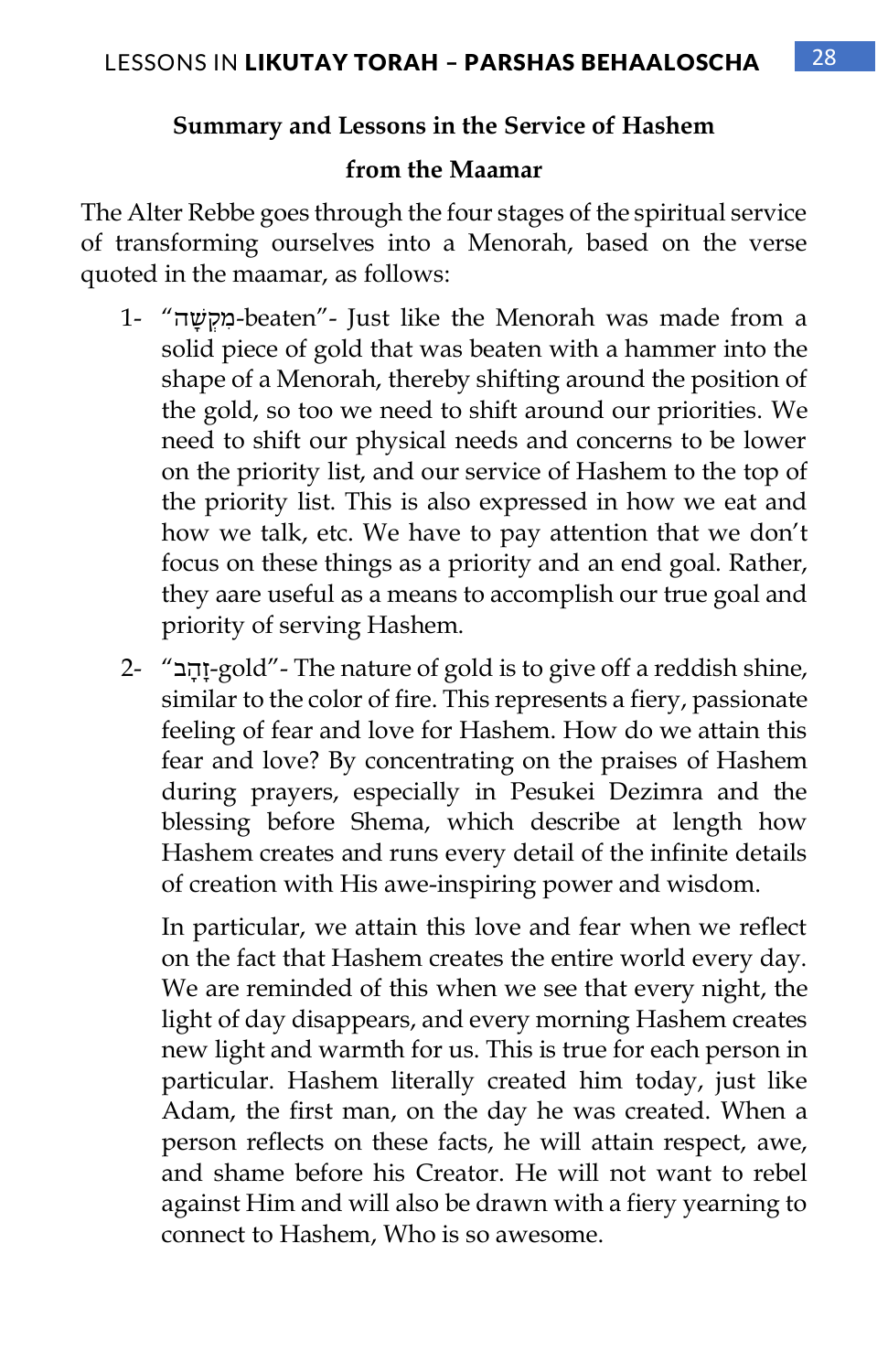**Summary and Lessons in the Service of Hashem**

**from the Maamar**

The Alter Rebbe goes through the four stages of the spiritual service of transforming ourselves into a Menorah, based on the verse quoted in the maamar, as follows:

1- "מִקְשָׁה-beaten"- Just like the Menorah was made from a solid piece of gold that was beaten with a hammer into the shape of a Menorah, thereby shifting around the position of the gold, so too we need to shift around our priorities. We need to shift our physical needs and concerns to be lower on the priority list, and our service of Hashem to the top of the priority list. This is also expressed in how we eat and how we talk, etc. We have to pay attention that we don't focus on these things as a priority and an end goal. Rather, they aare useful as a means to accomplish our true goal and priority of serving Hashem.

2- "זָהָב-gold"- The nature of gold is to give off a reddish shine, similar to the color of fire. This represents a fiery, passionate feeling of fear and love for Hashem. How do we attain this fear and love? By concentrating on the praises of Hashem during prayers, especially in Pesukei Dezimra and the blessing before Shema, which describe at length how Hashem creates and runs every detail of the infinite details of creation with His awe-inspiring power and wisdom.

   In particular, we attain this love and fear when we reflect on the fact that Hashem creates the entire world every day. We are reminded of this when we see that every night, the light of day disappears, and every morning Hashem creates new light and warmth for us. This is true for each person in particular. Hashem literally created him today, just like Adam, the first man, on the day he was created. When a person reflects on these facts, he will attain respect, awe, and shame before his Creator. He will not want to rebel against Him and will also be drawn with a fiery yearning to connect to Hashem, Who is so awesome.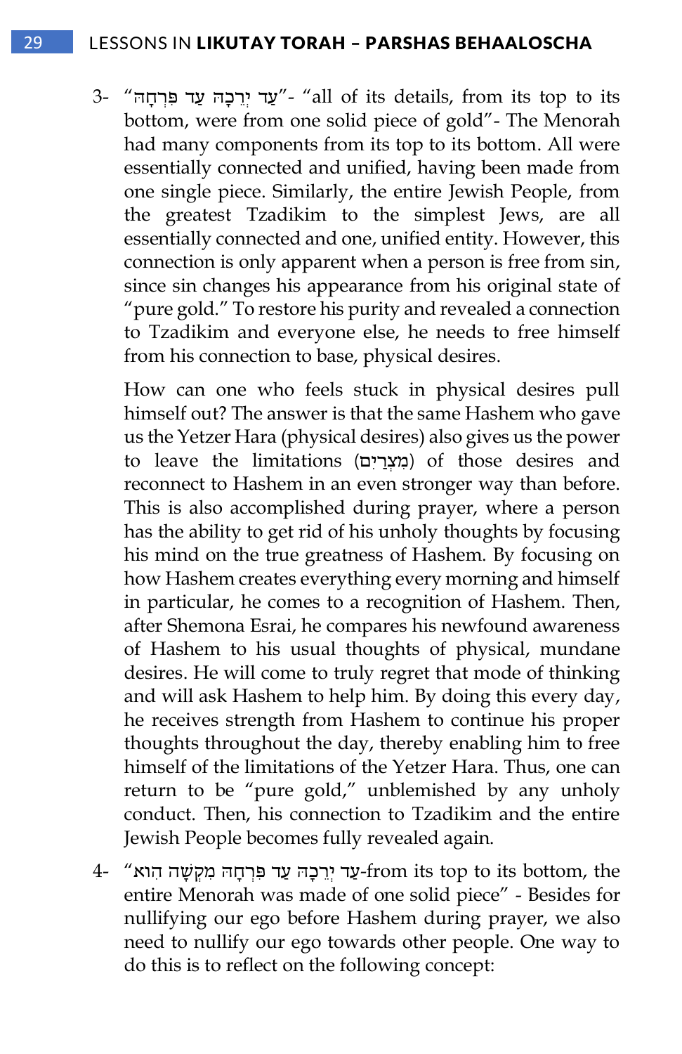3- "עַד יְרֵכָהּ עַד פִּרְחָהּ"- "all of its details, from its top to its bottom, were from one solid piece of gold"- The Menorah had many components from its top to its bottom. All were essentially connected and unified, having been made from one single piece. Similarly, the entire Jewish People, from the greatest Tzadikim to the simplest Jews, are all essentially connected and one, unified entity. However, this connection is only apparent when a person is free from sin, since sin changes his appearance from his original state of "pure gold." To restore his purity and revealed a connection to Tzadikim and everyone else, he needs to free himself from his connection to base, physical desires.

   How can one who feels stuck in physical desires pull himself out? The answer is that the same Hashem who gave us the Yetzer Hara (physical desires) also gives us the power to leave the limitations (מְצָרִים) of those desires and reconnect to Hashem in an even stronger way than before. This is also accomplished during prayer, where a person has the ability to get rid of his unholy thoughts by focusing his mind on the true greatness of Hashem. By focusing on how Hashem creates everything every morning and himself in particular, he comes to a recognition of Hashem. Then, after Shemona Esrai, he compares his newfound awareness of Hashem to his usual thoughts of physical, mundane desires. He will come to truly regret that mode of thinking and will ask Hashem to help him. By doing this every day, he receives strength from Hashem to continue his proper thoughts throughout the day, thereby enabling him to free himself of the limitations of the Yetzer Hara. Thus, one can return to be "pure gold," unblemished by any unholy conduct. Then, his connection to Tzadikim and the entire Jewish People becomes fully revealed again.

4- "עַד יְרֵכָהּ עַד פִּרְחָהּ מִקְשָׁה הִוא-from its top to its bottom, the entire Menorah was made of one solid piece" - Besides for nullifying our ego before Hashem during prayer, we also need to nullify our ego towards other people. One way to do this is to reflect on the following concept: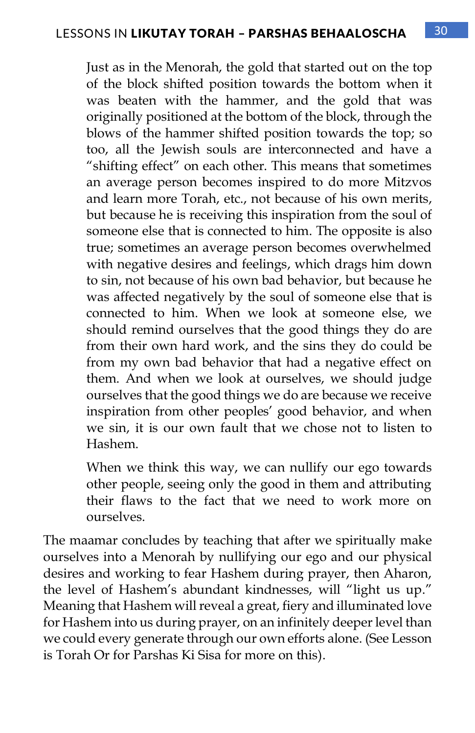> Just as in the Menorah, the gold that started out on the top of the block shifted position towards the bottom when it was beaten with the hammer, and the gold that was originally positioned at the bottom of the block, through the blows of the hammer shifted position towards the top; so too, all the Jewish souls are interconnected and have a "shifting effect" on each other. This means that sometimes an average person becomes inspired to do more Mitzvos and learn more Torah, etc., not because of his own merits, but because he is receiving this inspiration from the soul of someone else that is connected to him. The opposite is also true; sometimes an average person becomes overwhelmed with negative desires and feelings, which drags him down to sin, not because of his own bad behavior, but because he was affected negatively by the soul of someone else that is connected to him. When we look at someone else, we should remind ourselves that the good things they do are from their own hard work, and the sins they do could be from my own bad behavior that had a negative effect on them. And when we look at ourselves, we should judge ourselves that the good things we do are because we receive inspiration from other peoples' good behavior, and when we sin, it is our own fault that we chose not to listen to Hashem.
>
> When we think this way, we can nullify our ego towards other people, seeing only the good in them and attributing their flaws to the fact that we need to work more on ourselves.

The maamar concludes by teaching that after we spiritually make ourselves into a Menorah by nullifying our ego and our physical desires and working to fear Hashem during prayer, then Aharon, the level of Hashem's abundant kindnesses, will "light us up." Meaning that Hashem will reveal a great, fiery and illuminated love for Hashem into us during prayer, on an infinitely deeper level than we could every generate through our own efforts alone. (See Lesson is Torah Or for Parshas Ki Sisa for more on this).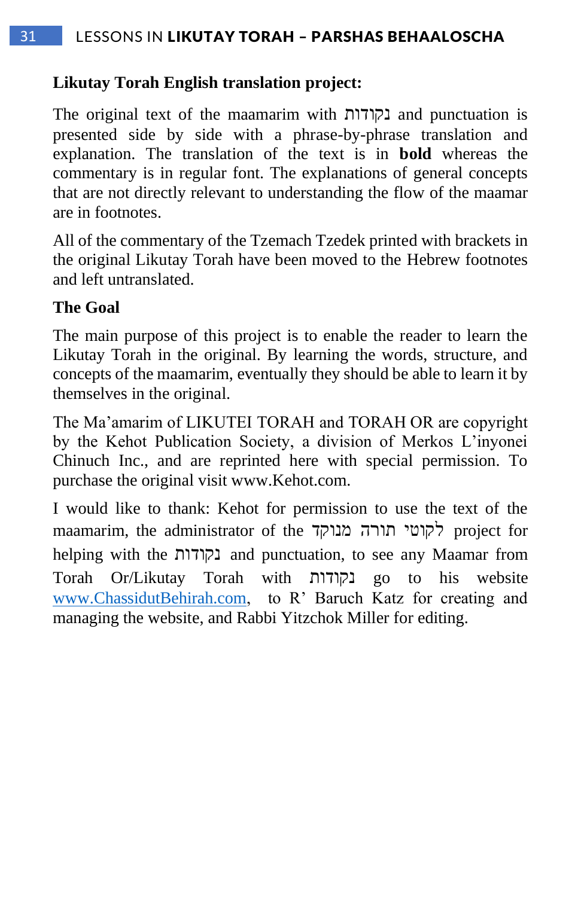**Likutay Torah English translation project:**

The original text of the maamarim with נקודות and punctuation is presented side by side with a phrase-by-phrase translation and explanation. The translation of the text is in **bold** whereas the commentary is in regular font. The explanations of general concepts that are not directly relevant to understanding the flow of the maamar are in footnotes.

All of the commentary of the Tzemach Tzedek printed with brackets in the original Likutay Torah have been moved to the Hebrew footnotes and left untranslated.

**The Goal**

The main purpose of this project is to enable the reader to learn the Likutay Torah in the original. By learning the words, structure, and concepts of the maamarim, eventually they should be able to learn it by themselves in the original.

The Ma'amarim of LIKUTEI TORAH and TORAH OR are copyright by the Kehot Publication Society, a division of Merkos L'inyonei Chinuch Inc., and are reprinted here with special permission. To purchase the original visit www.Kehot.com.

I would like to thank: Kehot for permission to use the text of the maamarim, the administrator of the לקוטי תורה מנוקד project for helping with the נקודות and punctuation, to see any Maamar from Torah Or/Likutay Torah with נקודות go to his website www.ChassidutBehirah.com, to R' Baruch Katz for creating and managing the website, and Rabbi Yitzchok Miller for editing.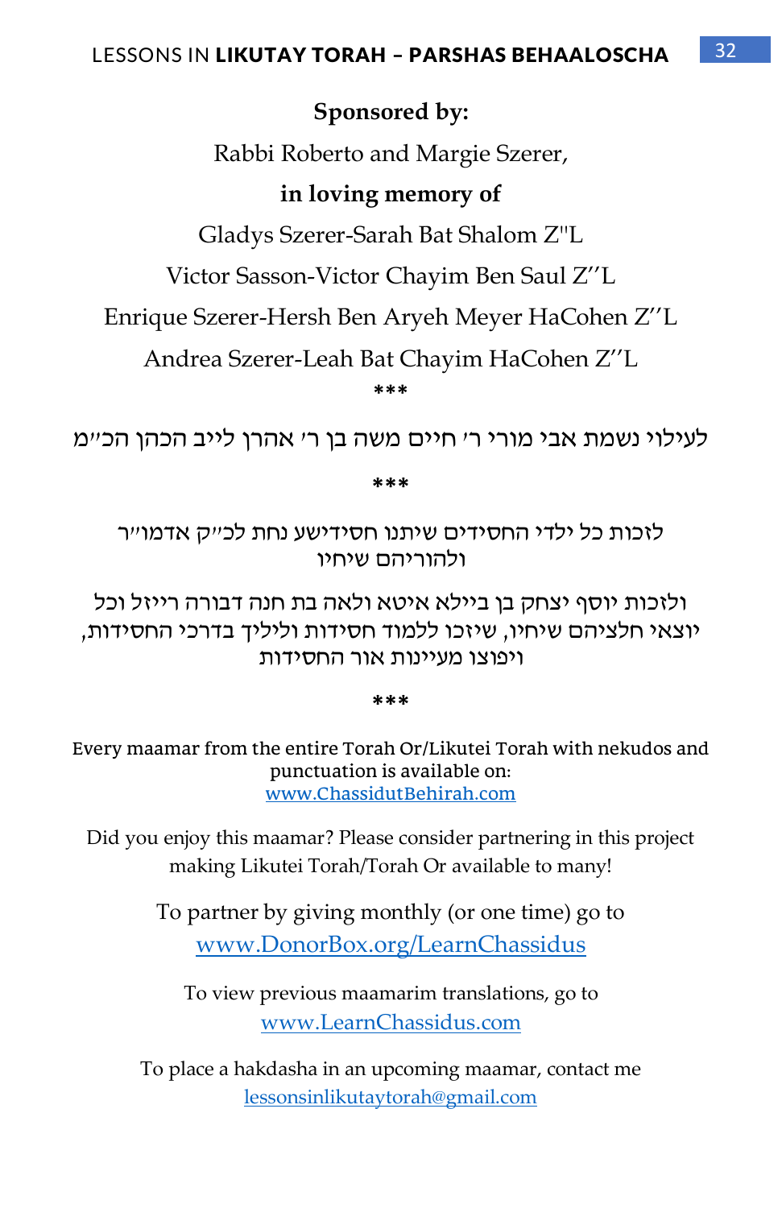**Sponsored by:**

Rabbi Roberto and Margie Szerer,

**in loving memory of**

Gladys Szerer-Sarah Bat Shalom Z"L

Victor Sasson-Victor Chayim Ben Saul Z"L

Enrique Szerer-Hersh Ben Aryeh Meyer HaCohen Z"L

Andrea Szerer-Leah Bat Chayim HaCohen Z"L

***

לעילוי נשמת אבי מורי ר׳ חיים משה בן ר׳ אהרן לייב הכהן הכ״מ

***

לזכות כל ילדי החסידים שיתנו חסידישע נחת לכ״ק אדמו״ר ולהוריהם שיחיו

ולזכות יוסף יצחק בןביילא איטא ולאה בת חנה דבורה רייזל וכל יוצאי חלציהם שיחיו, שיזכו ללמוד חסידות ולילך בדרכי החסידות, ויפוצו מעיינות אור החסידות

***

Every maamar from the entire Torah Or/Likutei Torah with nekudos and punctuation is available on:
www.ChassidutBehirah.com

Did you enjoy this maamar? Please consider partnering in this project making Likutei Torah/Torah Or available to many!

To partner by giving monthly (or one time) go to
www.DonorBox.org/LearnChassidus

To view previous maamarim translations, go to
www.LearnChassidus.com

To place a hakdasha in an upcoming maamar, contact me
lessonsinlikutaytorah@gmail.com